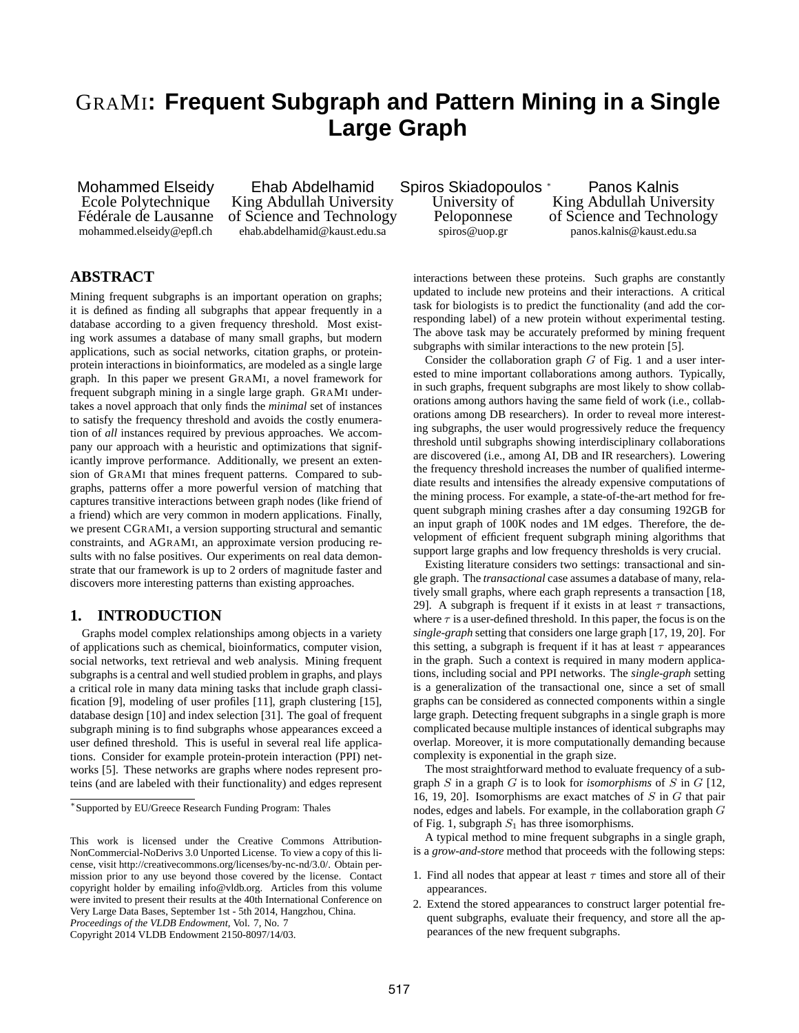# GRAMI: Frequent Subgraph and Pattern Mining in a Single Large Graph

Mohammed Elseidy
Ecole Polytechnique Fédérale de Lausanne
mohammed.elseidy@epfl.ch

Ehab Abdelhamid
King Abdullah University of Science and Technology
ehab.abdelhamid@kaust.edu.sa

Spiros Skiadopoulos [*]
University of Peloponnese
spiros@uop.gr

Panos Kalnis
King Abdullah University of Science and Technology
panos.kalnis@kaust.edu.sa

## ABSTRACT

Mining frequent subgraphs is an important operation on graphs; it is defined as finding all subgraphs that appear frequently in a database according to a given frequency threshold. Most existing work assumes a database of many small graphs, but modern applications, such as social networks, citation graphs, or protein-protein interactions in bioinformatics, are modeled as a single large graph. In this paper we present GRAMI, a novel framework for frequent subgraph mining in a single large graph. GRAMI undertakes a novel approach that only finds the *minimal* set of instances to satisfy the frequency threshold and avoids the costly enumeration of *all* instances required by previous approaches. We accompany our approach with a heuristic and optimizations that significantly improve performance. Additionally, we present an extension of GRAMI that mines frequent patterns. Compared to subgraphs, patterns offer a more powerful version of matching that captures transitive interactions between graph nodes (like friend of a friend) which are very common in modern applications. Finally, we present CGRAMI, a version supporting structural and semantic constraints, and AGRAMI, an approximate version producing results with no false positives. Our experiments on real data demonstrate that our framework is up to 2 orders of magnitude faster and discovers more interesting patterns than existing approaches.

## 1. INTRODUCTION

Graphs model complex relationships among objects in a variety of applications such as chemical, bioinformatics, computer vision, social networks, text retrieval and web analysis. Mining frequent subgraphs is a central and well studied problem in graphs, and plays a critical role in many data mining tasks that include graph classification [9], modeling of user profiles [11], graph clustering [15], database design [10] and index selection [31]. The goal of frequent subgraph mining is to find subgraphs whose appearances exceed a user defined threshold. This is useful in several real life applications. Consider for example protein-protein interaction (PPI) networks [5]. These networks are graphs where nodes represent proteins (and are labeled with their functionality) and edges represent interactions between these proteins. Such graphs are constantly updated to include new proteins and their interactions. A critical task for biologists is to predict the functionality (and add the corresponding label) of a new protein without experimental testing. The above task may be accurately preformed by mining frequent subgraphs with similar interactions to the new protein [5].

Consider the collaboration graph $G$ of Fig. 1 and a user interested to mine important collaborations among authors. Typically, in such graphs, frequent subgraphs are most likely to show collaborations among authors having the same field of work (i.e., collaborations among DB researchers). In order to reveal more interesting subgraphs, the user would progressively reduce the frequency threshold until subgraphs showing interdisciplinary collaborations are discovered (i.e., among AI, DB and IR researchers). Lowering the frequency threshold increases the number of qualified intermediate results and intensifies the already expensive computations of the mining process. For example, a state-of-the-art method for frequent subgraph mining crashes after a day consuming 192GB for an input graph of 100K nodes and 1M edges. Therefore, the development of efficient frequent subgraph mining algorithms that support large graphs and low frequency thresholds is very crucial.

Existing literature considers two settings: transactional and single graph. The *transactional* case assumes a database of many, relatively small graphs, where each graph represents a transaction [18, 29]. A subgraph is frequent if it exists in at least $\tau$ transactions, where $\tau$ is a user-defined threshold. In this paper, the focus is on the *single-graph* setting that considers one large graph [17, 19, 20]. For this setting, a subgraph is frequent if it has at least $\tau$ appearances in the graph. Such a context is required in many modern applications, including social and PPI networks. The *single-graph* setting is a generalization of the transactional one, since a set of small graphs can be considered as connected components within a single large graph. Detecting frequent subgraphs in a single graph is more complicated because multiple instances of identical subgraphs may overlap. Moreover, it is more computationally demanding because complexity is exponential in the graph size.

The most straightforward method to evaluate frequency of a subgraph $S$ in a graph $G$ is to look for *isomorphisms* of $S$ in $G$ [12, 16, 19, 20]. Isomorphisms are exact matches of $S$ in $G$ that pair nodes, edges and labels. For example, in the collaboration graph $G$ of Fig. 1, subgraph $S_1$ has three isomorphisms.

A typical method to mine frequent subgraphs in a single graph, is a *grow-and-store* method that proceeds with the following steps:

1. Find all nodes that appear at least $\tau$ times and store all of their appearances.
2. Extend the stored appearances to construct larger potential frequent subgraphs, evaluate their frequency, and store all the appearances of the new frequent subgraphs.

[*]Supported by EU/Greece Research Funding Program: Thales

This work is licensed under the Creative Commons Attribution-NonCommercial-NoDerivs 3.0 Unported License. To view a copy of this license, visit http://creativecommons.org/licenses/by-nc-nd/3.0/. Obtain permission prior to any use beyond those covered by the license. Contact copyright holder by emailing info@vldb.org. Articles from this volume were invited to present their results at the 40th International Conference on Very Large Data Bases, September 1st - 5th 2014, Hangzhou, China.
*Proceedings of the VLDB Endowment,* Vol. 7, No. 7
Copyright 2014 VLDB Endowment 2150-8097/14/03.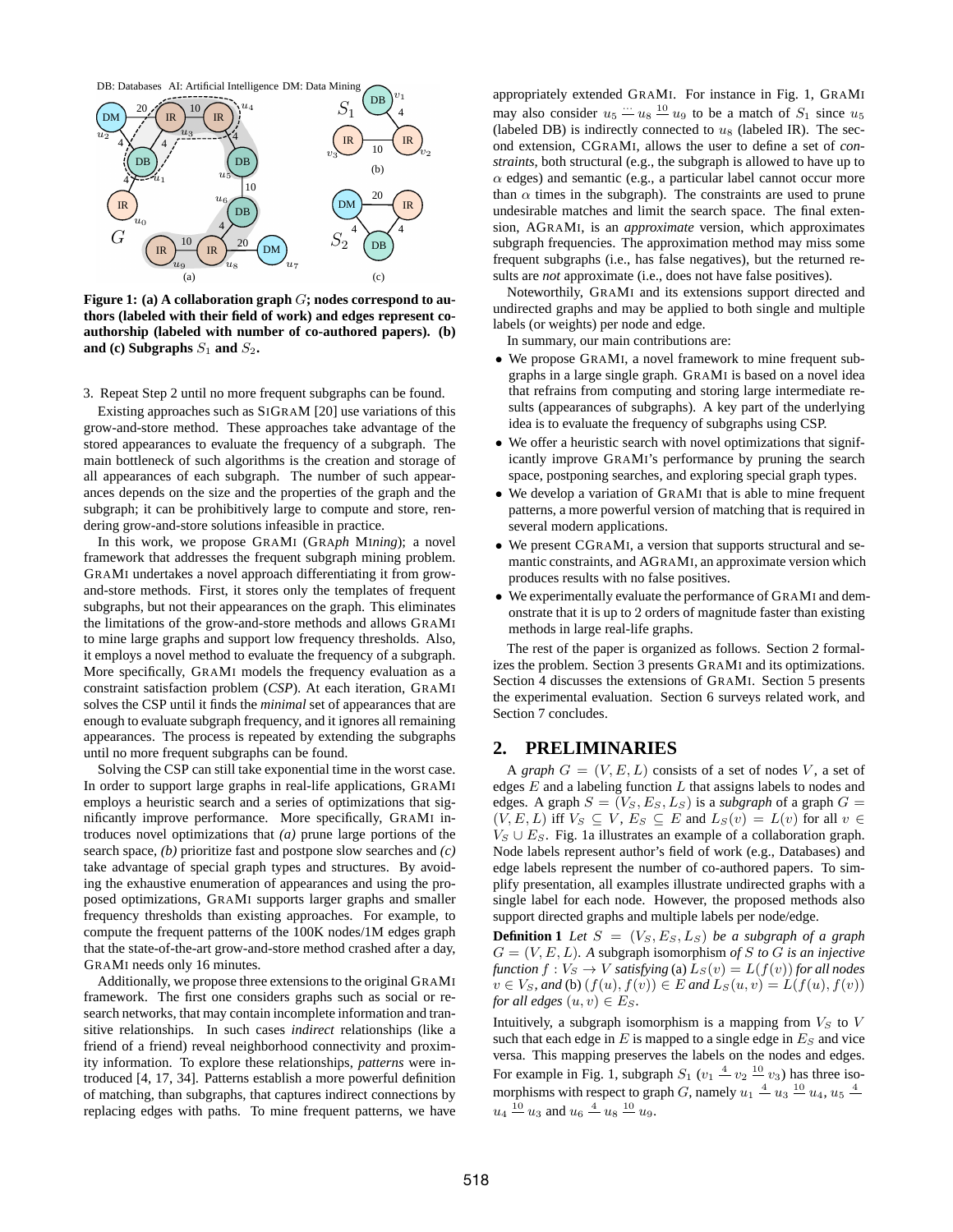Figure 1: (a) A collaboration graph $G$; nodes correspond to authors (labeled with their field of work) and edges represent co-authorship (labeled with number of co-authored papers). (b) and (c) Subgraphs $S_1$ and $S_2$.

3. Repeat Step 2 until no more frequent subgraphs can be found.

Existing approaches such as SIGRAM [20] use variations of this grow-and-store method. These approaches take advantage of the stored appearances to evaluate the frequency of a subgraph. The main bottleneck of such algorithms is the creation and storage of all appearances of each subgraph. The number of such appearances depends on the size and the properties of the graph and the subgraph; it can be prohibitively large to compute and store, rendering grow-and-store solutions infeasible in practice.

In this work, we propose GRAMI (GRA*ph* MI*ning*); a novel framework that addresses the frequent subgraph mining problem. GRAMI undertakes a novel approach differentiating it from grow-and-store methods. First, it stores only the templates of frequent subgraphs, but not their appearances on the graph. This eliminates the limitations of the grow-and-store methods and allows GRAMI to mine large graphs and support low frequency thresholds. Also, it employs a novel method to evaluate the frequency of a subgraph. More specifically, GRAMI models the frequency evaluation as a constraint satisfaction problem (*CSP*). At each iteration, GRAMI solves the CSP until it finds the *minimal* set of appearances that are enough to evaluate subgraph frequency, and it ignores all remaining appearances. The process is repeated by extending the subgraphs until no more frequent subgraphs can be found.

Solving the CSP can still take exponential time in the worst case. In order to support large graphs in real-life applications, GRAMI employs a heuristic search and a series of optimizations that significantly improve performance. More specifically, GRAMI introduces novel optimizations that *(a)* prune large portions of the search space, *(b)* prioritize fast and postpone slow searches and *(c)* take advantage of special graph types and structures. By avoiding the exhaustive enumeration of appearances and using the proposed optimizations, GRAMI supports larger graphs and smaller frequency thresholds than existing approaches. For example, to compute the frequent patterns of the 100K nodes/1M edges graph that the state-of-the-art grow-and-store method crashed after a day, GRAMI needs only 16 minutes.

Additionally, we propose three extensions to the original GRAMI framework. The first one considers graphs such as social or research networks, that may contain incomplete information and transitive relationships. In such cases *indirect* relationships (like a friend of a friend) reveal neighborhood connectivity and proximity information. To explore these relationships, *patterns* were introduced [4, 17, 34]. Patterns establish a more powerful definition of matching, than subgraphs, that captures indirect connections by replacing edges with paths. To mine frequent patterns, we have appropriately extended GRAMI. For instance in Fig. 1, GRAMI may also consider $u_5 \overset{\cdots}{—} u_8 \overset{10}{—} u_9$ to be a match of $S_1$ since $u_5$ (labeled DB) is indirectly connected to $u_8$ (labeled IR). The second extension, CGRAMI, allows the user to define a set of *constraints*, both structural (e.g., the subgraph is allowed to have up to $\alpha$ edges) and semantic (e.g., a particular label cannot occur more than $\alpha$ times in the subgraph). The constraints are used to prune undesirable matches and limit the search space. The final extension, AGRAMI, is an *approximate* version, which approximates subgraph frequencies. The approximation method may miss some frequent subgraphs (i.e., has false negatives), but the returned results are *not* approximate (i.e., does not have false positives).

Noteworthily, GRAMI and its extensions support directed and undirected graphs and may be applied to both single and multiple labels (or weights) per node and edge.

In summary, our main contributions are:

- We propose GRAMI, a novel framework to mine frequent subgraphs in a large single graph. GRAMI is based on a novel idea that refrains from computing and storing large intermediate results (appearances of subgraphs). A key part of the underlying idea is to evaluate the frequency of subgraphs using CSP.
- We offer a heuristic search with novel optimizations that significantly improve GRAMI's performance by pruning the search space, postponing searches, and exploring special graph types.
- We develop a variation of GRAMI that is able to mine frequent patterns, a more powerful version of matching that is required in several modern applications.
- We present CGRAMI, a version that supports structural and semantic constraints, and AGRAMI, an approximate version which produces results with no false positives.
- We experimentally evaluate the performance of GRAMI and demonstrate that it is up to 2 orders of magnitude faster than existing methods in large real-life graphs.

The rest of the paper is organized as follows. Section 2 formalizes the problem. Section 3 presents GRAMI and its optimizations. Section 4 discusses the extensions of GRAMI. Section 5 presents the experimental evaluation. Section 6 surveys related work, and Section 7 concludes.

## 2. PRELIMINARIES

A *graph* $G = (V, E, L)$ consists of a set of nodes $V$, a set of edges $E$ and a labeling function $L$ that assigns labels to nodes and edges. A graph $S = (V_S, E_S, L_S)$ is a *subgraph* of a graph $G = (V, E, L)$ iff $V_S \subseteq V$, $E_S \subseteq E$ and $L_S(v) = L(v)$ for all $v \in V_S \cup E_S$. Fig. 1a illustrates an example of a collaboration graph. Node labels represent author's field of work (e.g., Databases) and edge labels represent the number of co-authored papers. To simplify presentation, all examples illustrate undirected graphs with a single label for each node. However, the proposed methods also support directed graphs and multiple labels per node/edge.

**Definition 1** *Let $S = (V_S, E_S, L_S)$ be a subgraph of a graph $G = (V, E, L)$. A* subgraph isomorphism *of $S$ to $G$ is an injective function $f : V_S \to V$ satisfying* (a) *$L_S(v) = L(f(v))$ for all nodes $v \in V_S$, and* (b) *$(f(u), f(v)) \in E$ and $L_S(u, v) = L(f(u), f(v))$ for all edges $(u, v) \in E_S$.*

Intuitively, a subgraph isomorphism is a mapping from $V_S$ to $V$ such that each edge in $E$ is mapped to a single edge in $E_S$ and vice versa. This mapping preserves the labels on the nodes and edges. For example in Fig. 1, subgraph $S_1$ ($v_1 \overset{4}{—} v_2 \overset{10}{—} v_3$) has three isomorphisms with respect to graph $G$, namely $u_1 \overset{4}{—} u_3 \overset{10}{—} u_4$, $u_5 \overset{4}{—} u_4 \overset{10}{—} u_3$ and $u_6 \overset{4}{—} u_8 \overset{10}{—} u_9$.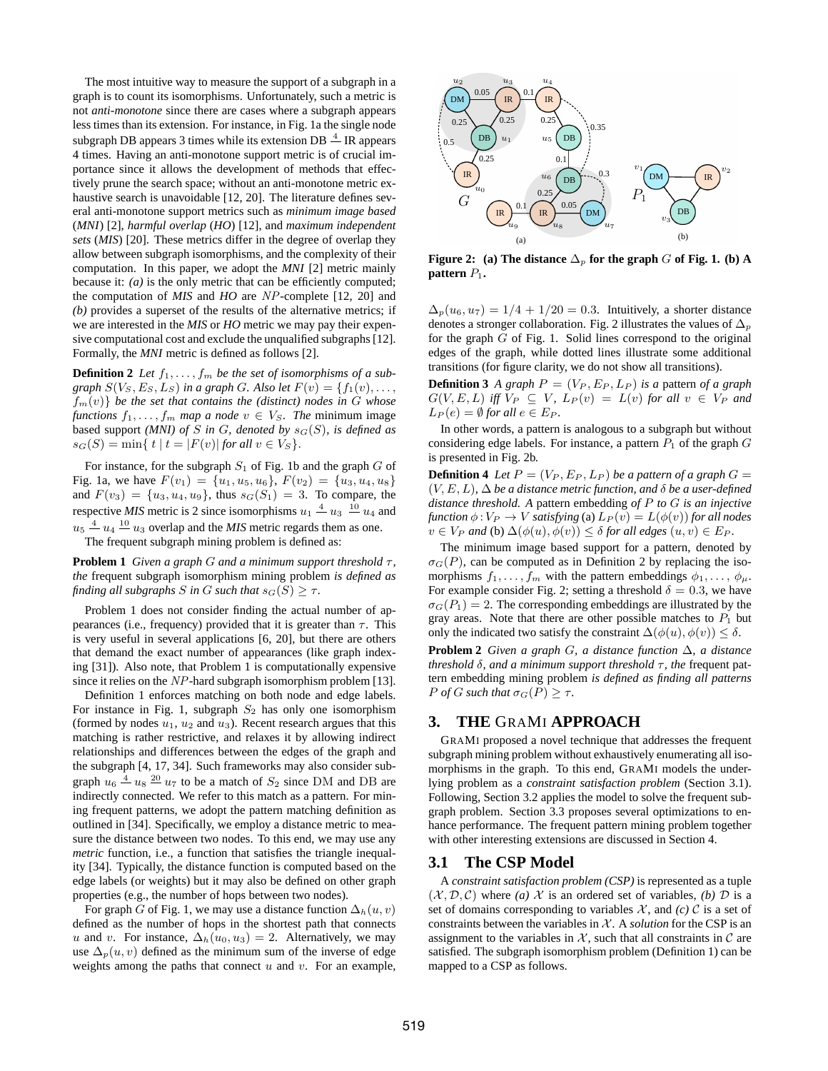The most intuitive way to measure the support of a subgraph in a graph is to count its isomorphisms. Unfortunately, such a metric is not *anti-monotone* since there are cases where a subgraph appears less times than its extension. For instance, in Fig. 1a the single node subgraph DB appears 3 times while its extension DB $\xrightarrow{4}$ IR appears 4 times. Having an anti-monotone support metric is of crucial importance since it allows the development of methods that effectively prune the search space; without an anti-monotone metric exhaustive search is unavoidable [12, 20]. The literature defines several anti-monotone support metrics such as *minimum image based* (*MNI*) [2], *harmful overlap* (*HO*) [12], and *maximum independent sets* (*MIS*) [20]. These metrics differ in the degree of overlap they allow between subgraph isomorphisms, and the complexity of their computation. In this paper, we adopt the *MNI* [2] metric mainly because it: *(a)* is the only metric that can be efficiently computed; the computation of *MIS* and *HO* are $NP$-complete [12, 20] and *(b)* provides a superset of the results of the alternative metrics; if we are interested in the *MIS* or *HO* metric we may pay their expensive computational cost and exclude the unqualified subgraphs [12]. Formally, the *MNI* metric is defined as follows [2].

**Definition 2** *Let $f_1, \ldots, f_m$ be the set of isomorphisms of a subgraph $S(V_S, E_S, L_S)$ in a graph $G$. Also let $F(v) = \{f_1(v), \ldots, f_m(v)\}$ be the set that contains the (distinct) nodes in $G$ whose functions $f_1, \ldots, f_m$ map a node $v \in V_S$. The* minimum image based support *(MNI) of $S$ in $G$, denoted by $s_G(S)$, is defined as $s_G(S) = \min\{\, t \mid t = |F(v)|$ for all $v \in V_S\}$.*

For instance, for the subgraph $S_1$ of Fig. 1b and the graph $G$ of Fig. 1a, we have $F(v_1) = \{u_1, u_5, u_6\}$, $F(v_2) = \{u_3, u_4, u_8\}$ and $F(v_3) = \{u_3, u_4, u_9\}$, thus $s_G(S_1) = 3$. To compare, the respective *MIS* metric is 2 since isomorphisms $u_1 \xrightarrow{4} u_3 \xrightarrow{10} u_4$ and $u_5 \xrightarrow{4} u_4 \xrightarrow{10} u_3$ overlap and the *MIS* metric regards them as one.

The frequent subgraph mining problem is defined as:

**Problem 1** *Given a graph $G$ and a minimum support threshold $\tau$, the* frequent subgraph isomorphism mining problem *is defined as finding all subgraphs $S$ in $G$ such that $s_G(S) \geq \tau$.*

Problem 1 does not consider finding the actual number of appearances (i.e., frequency) provided that it is greater than $\tau$. This is very useful in several applications [6, 20], but there are others that demand the exact number of appearances (like graph indexing [31]). Also note, that Problem 1 is computationally expensive since it relies on the $NP$-hard subgraph isomorphism problem [13].

Definition 1 enforces matching on both node and edge labels. For instance in Fig. 1, subgraph $S_2$ has only one isomorphism (formed by nodes $u_1$, $u_2$ and $u_3$). Recent research argues that this matching is rather restrictive, and relaxes it by allowing indirect relationships and differences between the edges of the graph and the subgraph [4, 17, 34]. Such frameworks may also consider subgraph $u_6 \xrightarrow{4} u_8 \xrightarrow{20} u_7$ to be a match of $S_2$ since DM and DB are indirectly connected. We refer to this match as a pattern. For mining frequent patterns, we adopt the pattern matching definition as outlined in [34]. Specifically, we employ a distance metric to measure the distance between two nodes. To this end, we may use any *metric* function, i.e., a function that satisfies the triangle inequality [34]. Typically, the distance function is computed based on the edge labels (or weights) but it may also be defined on other graph properties (e.g., the number of hops between two nodes).

For graph $G$ of Fig. 1, we may use a distance function $\Delta_h(u, v)$ defined as the number of hops in the shortest path that connects $u$ and $v$. For instance, $\Delta_h(u_0, u_3) = 2$. Alternatively, we may use $\Delta_p(u, v)$ defined as the minimum sum of the inverse of edge weights among the paths that connect $u$ and $v$. For an example, $\Delta_p(u_6, u_7) = 1/4 + 1/20 = 0.3$. Intuitively, a shorter distance denotes a stronger collaboration. Fig. 2 illustrates the values of $\Delta_p$ for the graph $G$ of Fig. 1. Solid lines correspond to the original edges of the graph, while dotted lines illustrate some additional transitions (for figure clarity, we do not show all transitions).

**Figure 2: (a) The distance $\Delta_p$ for the graph $G$ of Fig. 1. (b) A pattern $P_1$.**

**Definition 3** *A graph $P = (V_P, E_P, L_P)$ is a* pattern *of a graph $G(V, E, L)$ iff $V_P \subseteq V$, $L_P(v) = L(v)$ for all $v \in V_P$ and $L_P(e) = \emptyset$ for all $e \in E_P$.*

In other words, a pattern is analogous to a subgraph but without considering edge labels. For instance, a pattern $P_1$ of the graph $G$ is presented in Fig. 2b.

**Definition 4** *Let $P = (V_P, E_P, L_P)$ be a pattern of a graph $G = (V, E, L)$, $\Delta$ be a distance metric function, and $\delta$ be a user-defined distance threshold. A* pattern embedding *of $P$ to $G$ is an injective function $\phi : V_P \rightarrow V$ satisfying* (a) *$L_P(v) = L(\phi(v))$ for all nodes $v \in V_P$ and* (b) *$\Delta(\phi(u), \phi(v)) \leq \delta$ for all edges $(u, v) \in E_P$.*

The minimum image based support for a pattern, denoted by $\sigma_G(P)$, can be computed as in Definition 2 by replacing the isomorphisms $f_1, \ldots, f_m$ with the pattern embeddings $\phi_1, \ldots, \phi_\mu$. For example consider Fig. 2; setting a threshold $\delta = 0.3$, we have $\sigma_G(P_1) = 2$. The corresponding embeddings are illustrated by the gray areas. Note that there are other possible matches to $P_1$ but only the indicated two satisfy the constraint $\Delta(\phi(u), \phi(v)) \leq \delta$.

**Problem 2** *Given a graph $G$, a distance function $\Delta$, a distance threshold $\delta$, and a minimum support threshold $\tau$, the* frequent pattern embedding mining problem *is defined as finding all patterns $P$ of $G$ such that $\sigma_G(P) \geq \tau$.*

## 3. THE GRAMI APPROACH

GRAMI proposed a novel technique that addresses the frequent subgraph mining problem without exhaustively enumerating all isomorphisms in the graph. To this end, GRAMI models the underlying problem as a *constraint satisfaction problem* (Section 3.1). Following, Section 3.2 applies the model to solve the frequent subgraph problem. Section 3.3 proposes several optimizations to enhance performance. The frequent pattern mining problem together with other interesting extensions are discussed in Section 4.

### 3.1 The CSP Model

A *constraint satisfaction problem (CSP)* is represented as a tuple $(\mathcal{X}, \mathcal{D}, \mathcal{C})$ where *(a)* $\mathcal{X}$ is an ordered set of variables, *(b)* $\mathcal{D}$ is a set of domains corresponding to variables $\mathcal{X}$, and *(c)* $\mathcal{C}$ is a set of constraints between the variables in $\mathcal{X}$. A *solution* for the CSP is an assignment to the variables in $\mathcal{X}$, such that all constraints in $\mathcal{C}$ are satisfied. The subgraph isomorphism problem (Definition 1) can be mapped to a CSP as follows.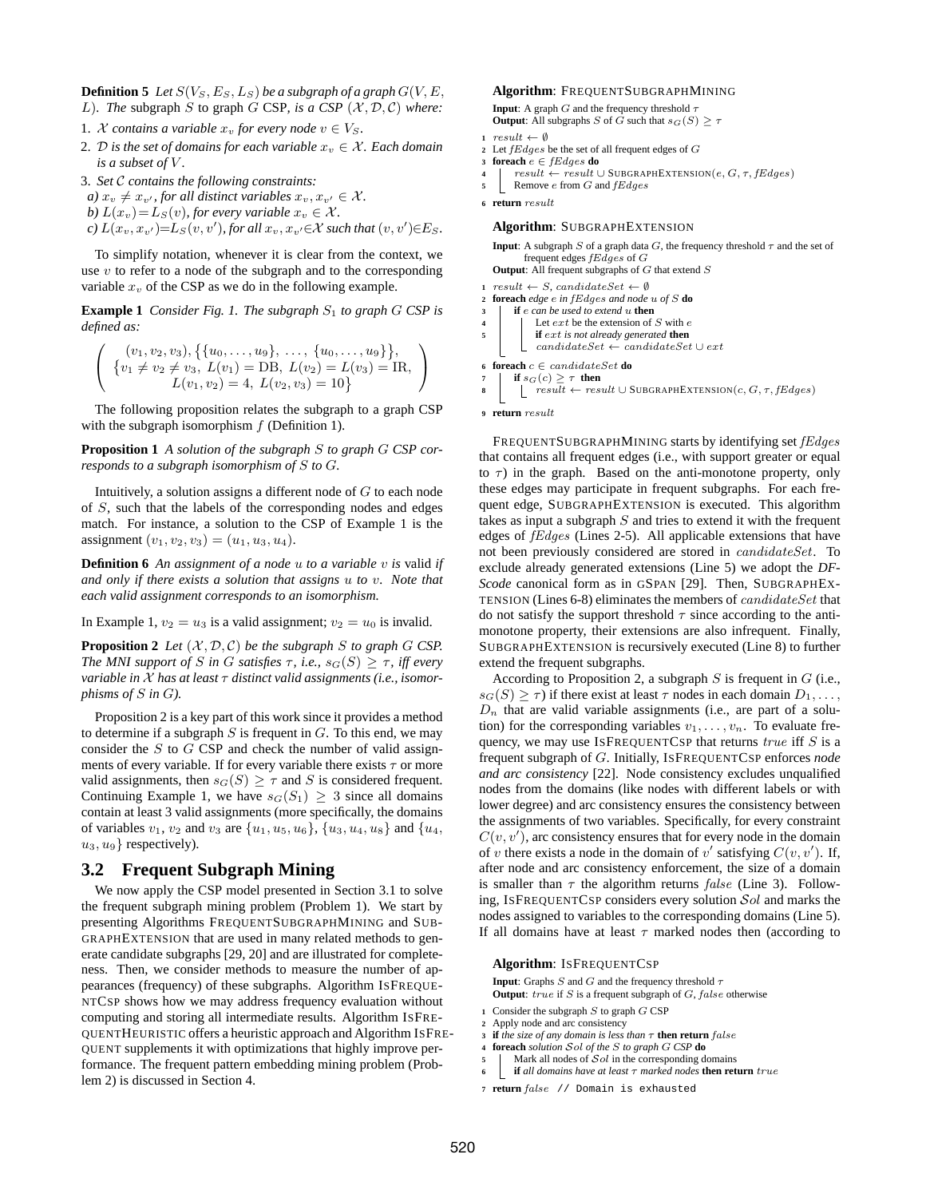**Definition 5** *Let $S(V_S, E_S, L_S)$ be a subgraph of a graph $G(V, E, L)$. The* subgraph $S$ to graph $G$ CSP, *is a CSP $(\mathcal{X}, \mathcal{D}, \mathcal{C})$ where:*

1. *$\mathcal{X}$ contains a variable $x_v$ for every node $v \in V_S$.*
2. *$\mathcal{D}$ is the set of domains for each variable $x_v \in \mathcal{X}$. Each domain is a subset of $V$.*
3. *Set $\mathcal{C}$ contains the following constraints:*
   *a) $x_v \neq x_{v'}$, for all distinct variables $x_v, x_{v'} \in \mathcal{X}$.*
   *b) $L(x_v) = L_S(v)$, for every variable $x_v \in \mathcal{X}$.*
   *c) $L(x_v, x_{v'}) = L_S(v, v')$, for all $x_v, x_{v'} \in \mathcal{X}$ such that $(v, v') \in E_S$.*

To simplify notation, whenever it is clear from the context, we use $v$ to refer to a node of the subgraph and to the corresponding variable $x_v$ of the CSP as we do in the following example.

**Example 1** *Consider Fig. 1. The subgraph $S_1$ to graph $G$ CSP is defined as:*

$$\left( \begin{array}{c} (v_1, v_2, v_3), \{\{u_0, \ldots, u_9\}, \ \ldots, \ \{u_0, \ldots, u_9\}\}, \\ \{v_1 \neq v_2 \neq v_3, \ L(v_1) = \text{DB}, \ L(v_2) = L(v_3) = \text{IR}, \\ L(v_1, v_2) = 4, \ L(v_2, v_3) = 10\} \end{array} \right)$$

The following proposition relates the subgraph to a graph CSP with the subgraph isomorphism $f$ (Definition 1).

**Proposition 1** *A solution of the subgraph $S$ to graph $G$ CSP corresponds to a subgraph isomorphism of $S$ to $G$.*

Intuitively, a solution assigns a different node of $G$ to each node of $S$, such that the labels of the corresponding nodes and edges match. For instance, a solution to the CSP of Example 1 is the assignment $(v_1, v_2, v_3) = (u_1, u_3, u_4)$.

**Definition 6** *An assignment of a node $u$ to a variable $v$ is* valid *if and only if there exists a solution that assigns $u$ to $v$. Note that each valid assignment corresponds to an isomorphism.*

In Example 1, $v_2 = u_3$ is a valid assignment; $v_2 = u_0$ is invalid.

**Proposition 2** *Let $(\mathcal{X}, \mathcal{D}, \mathcal{C})$ be the subgraph $S$ to graph $G$ CSP. The MNI support of $S$ in $G$ satisfies $\tau$, i.e., $s_G(S) \geq \tau$, iff every variable in $\mathcal{X}$ has at least $\tau$ distinct valid assignments (i.e., isomorphisms of $S$ in $G$).*

Proposition 2 is a key part of this work since it provides a method to determine if a subgraph $S$ is frequent in $G$. To this end, we may consider the $S$ to $G$ CSP and check the number of valid assignments of every variable. If for every variable there exists $\tau$ or more valid assignments, then $s_G(S) \geq \tau$ and $S$ is considered frequent. Continuing Example 1, we have $s_G(S_1) \geq 3$ since all domains contain at least 3 valid assignments (more specifically, the domains of variables $v_1$, $v_2$ and $v_3$ are $\{u_1, u_5, u_6\}$, $\{u_3, u_4, u_8\}$ and $\{u_4, u_3, u_9\}$ respectively).

## 3.2 Frequent Subgraph Mining

We now apply the CSP model presented in Section 3.1 to solve the frequent subgraph mining problem (Problem 1). We start by presenting Algorithms FREQUENTSUBGRAPHMINING and SUBGRAPHEXTENSION that are used in many related methods to generate candidate subgraphs [29, 20] and are illustrated for completeness. Then, we consider methods to measure the number of appearances (frequency) of these subgraphs. Algorithm ISFREQUENTCSP shows how we may address frequency evaluation without computing and storing all intermediate results. Algorithm ISFREQUENTHEURISTIC offers a heuristic approach and Algorithm ISFREQUENT supplements it with optimizations that highly improve performance. The frequent pattern embedding mining problem (Problem 2) is discussed in Section 4.

**Algorithm**: FREQUENTSUBGRAPHMINING

**Input**: A graph $G$ and the frequency threshold $\tau$
**Output**: All subgraphs $S$ of $G$ such that $s_G(S) \geq \tau$

```
1 result ← ∅
2 Let fEdges be the set of all frequent edges of G
3 foreach e ∈ fEdges do
4     result ← result ∪ SUBGRAPHEXTENSION(e, G, τ, fEdges)
5     Remove e from G and fEdges
6 return result
```

**Algorithm**: SUBGRAPHEXTENSION

**Input**: A subgraph $S$ of a graph data $G$, the frequency threshold $\tau$ and the set of frequent edges $fEdges$ of $G$
**Output**: All frequent subgraphs of $G$ that extend $S$

```
1 result ← S, candidateSet ← ∅
2 foreach edge e in fEdges and node u of S do
3     if e can be used to extend u then
4         Let ext be the extension of S with e
5         if ext is not already generated then
              candidateSet ← candidateSet ∪ ext
6 foreach c ∈ candidateSet do
7     if s_G(c) ≥ τ then
8         result ← result ∪ SUBGRAPHEXTENSION(c, G, τ, fEdges)
9 return result
```

FREQUENTSUBGRAPHMINING starts by identifying set $fEdges$ that contains all frequent edges (i.e., with support greater or equal to $\tau$) in the graph. Based on the anti-monotone property, only these edges may participate in frequent subgraphs. For each frequent edge, SUBGRAPHEXTENSION is executed. This algorithm takes as input a subgraph $S$ and tries to extend it with the frequent edges of $fEdges$ (Lines 2-5). All applicable extensions that have not been previously considered are stored in $candidateSet$. To exclude already generated extensions (Line 5) we adopt the *DF-Scode* canonical form as in GSPAN [29]. Then, SUBGRAPHEXTENSION (Lines 6-8) eliminates the members of $candidateSet$ that do not satisfy the support threshold $\tau$ since according to the anti-monotone property, their extensions are also infrequent. Finally, SUBGRAPHEXTENSION is recursively executed (Line 8) to further extend the frequent subgraphs.

According to Proposition 2, a subgraph $S$ is frequent in $G$ (i.e., $s_G(S) \geq \tau$) if there exist at least $\tau$ nodes in each domain $D_1, \ldots, D_n$ that are valid variable assignments (i.e., are part of a solution) for the corresponding variables $v_1, \ldots, v_n$. To evaluate frequency, we may use ISFREQUENTCSP that returns $true$ iff $S$ is a frequent subgraph of $G$. Initially, ISFREQUENTCSP enforces *node and arc consistency* [22]. Node consistency excludes unqualified nodes from the domains (like nodes with different labels or with lower degree) and arc consistency ensures the consistency between the assignments of two variables. Specifically, for every constraint $C(v, v')$, arc consistency ensures that for every node in the domain of $v$ there exists a node in the domain of $v'$ satisfying $C(v, v')$. If, after node and arc consistency enforcement, the size of a domain is smaller than $\tau$ the algorithm returns $false$ (Line 3). Following, ISFREQUENTCSP considers every solution $\mathcal{S}ol$ and marks the nodes assigned to variables to the corresponding domains (Line 5). If all domains have at least $\tau$ marked nodes then (according to

**Algorithm**: ISFREQUENTCSP

**Input**: Graphs $S$ and $G$ and the frequency threshold $\tau$
**Output**: $true$ if $S$ is a frequent subgraph of $G$, $false$ otherwise

```
1 Consider the subgraph S to graph G CSP
2 Apply node and arc consistency
3 if the size of any domain is less than τ then return false
4 foreach solution Sol of the S to graph G CSP do
5     Mark all nodes of Sol in the corresponding domains
6     if all domains have at least τ marked nodes then return true
7 return false // Domain is exhausted
```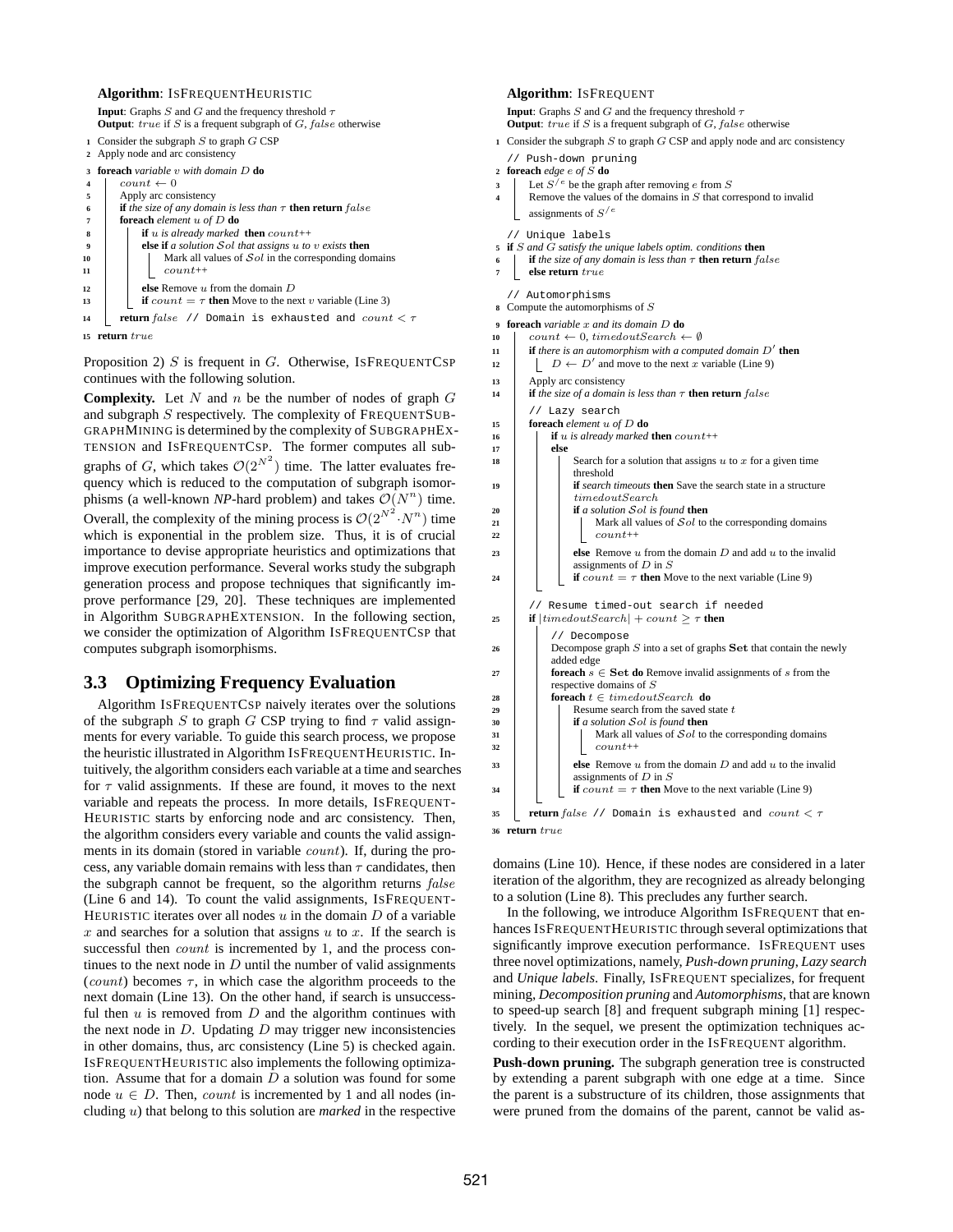**Algorithm**: IsFrequentHeuristic

**Input**: Graphs $S$ and $G$ and the frequency threshold $\tau$
**Output**: $true$ if $S$ is a frequent subgraph of $G$, $false$ otherwise

```
1  Consider the subgraph S to graph G CSP
2  Apply node and arc consistency
3  foreach variable v with domain D do
4      count ← 0
5      Apply arc consistency
6      if the size of any domain is less than τ then return false
7      foreach element u of D do
8          if u is already marked then count++
9          else if a solution Sol that assigns u to v exists then
10             Mark all values of Sol in the corresponding domains
11             count++
12         else Remove u from the domain D
13         if count = τ then Move to the next v variable (Line 3)
14     return false // Domain is exhausted and count < τ
15 return true
```

Proposition 2) $S$ is frequent in $G$. Otherwise, IsFrequentCsp continues with the following solution.

**Complexity.** Let $N$ and $n$ be the number of nodes of graph $G$ and subgraph $S$ respectively. The complexity of FrequentSubgraphMining is determined by the complexity of SubgraphExtension and IsFrequentCsp. The former computes all subgraphs of $G$, which takes $\mathcal{O}(2^{N^2})$ time. The latter evaluates frequency which is reduced to the computation of subgraph isomorphisms (a well-known *NP*-hard problem) and takes $\mathcal{O}(N^n)$ time. Overall, the complexity of the mining process is $\mathcal{O}(2^{N^2} \cdot N^n)$ time which is exponential in the problem size. Thus, it is of crucial importance to devise appropriate heuristics and optimizations that improve execution performance. Several works study the subgraph generation process and propose techniques that significantly improve performance [29, 20]. These techniques are implemented in Algorithm SubgraphExtension. In the following section, we consider the optimization of Algorithm IsFrequentCsp that computes subgraph isomorphisms.

## 3.3 Optimizing Frequency Evaluation

Algorithm IsFrequentCsp naively iterates over the solutions of the subgraph $S$ to graph $G$ CSP trying to find $\tau$ valid assignments for every variable. To guide this search process, we propose the heuristic illustrated in Algorithm IsFrequentHeuristic. Intuitively, the algorithm considers each variable at a time and searches for $\tau$ valid assignments. If these are found, it moves to the next variable and repeats the process. In more details, IsFrequentHeuristic starts by enforcing node and arc consistency. Then, the algorithm considers every variable and counts the valid assignments in its domain (stored in variable $count$). If, during the process, any variable domain remains with less than $\tau$ candidates, then the subgraph cannot be frequent, so the algorithm returns $false$ (Line 6 and 14). To count the valid assignments, IsFrequentHeuristic iterates over all nodes $u$ in the domain $D$ of a variable $x$ and searches for a solution that assigns $u$ to $x$. If the search is successful then $count$ is incremented by 1, and the process continues to the next node in $D$ until the number of valid assignments ($count$) becomes $\tau$, in which case the algorithm proceeds to the next domain (Line 13). On the other hand, if search is unsuccessful then $u$ is removed from $D$ and the algorithm continues with the next node in $D$. Updating $D$ may trigger new inconsistencies in other domains, thus, arc consistency (Line 5) is checked again. IsFrequentHeuristic also implements the following optimization. Assume that for a domain $D$ a solution was found for some node $u \in D$. Then, $count$ is incremented by 1 and all nodes (including $u$) that belong to this solution are *marked* in the respective domains (Line 10). Hence, if these nodes are considered in a later iteration of the algorithm, they are recognized as already belonging to a solution (Line 8). This precludes any further search.

**Algorithm**: IsFrequent

**Input**: Graphs $S$ and $G$ and the frequency threshold $\tau$
**Output**: $true$ if $S$ is a frequent subgraph of $G$, $false$ otherwise

```
1  Consider the subgraph S to graph G CSP and apply node and arc consistency
   // Push-down pruning
2  foreach edge e of S do
3      Let S^{/e} be the graph after removing e from S
4      Remove the values of the domains in S that correspond to invalid
       assignments of S^{/e}
   // Unique labels
5  if S and G satisfy the unique labels optim. conditions then
6      if the size of any domain is less than τ then return false
7      else return true
   // Automorphisms
8  Compute the automorphisms of S
9  foreach variable x and its domain D do
10     count ← 0, timedoutSearch ← ∅
11     if there is an automorphism with a computed domain D' then
12         D ← D' and move to the next x variable (Line 9)
13     Apply arc consistency
14     if the size of a domain is less than τ then return false
       // Lazy search
15     foreach element u of D do
16         if u is already marked then count++
17         else
18             Search for a solution that assigns u to x for a given time
               threshold
19             if search timeouts then Save the search state in a structure
               timedoutSearch
20             if a solution Sol is found then
21                 Mark all values of Sol to the corresponding domains
22                 count++
23             else Remove u from the domain D and add u to the invalid
               assignments of D in S
24             if count = τ then Move to the next variable (Line 9)
       // Resume timed-out search if needed
25     if |timedoutSearch| + count ≥ τ then
           // Decompose
26         Decompose graph S into a set of graphs Set that contain the newly
           added edge
27         foreach s ∈ Set do Remove invalid assignments of s from the
           respective domains of S
28         foreach t ∈ timedoutSearch do
29             Resume search from the saved state t
30             if a solution Sol is found then
31                 Mark all values of Sol to the corresponding domains
32                 count++
33             else Remove u from the domain D and add u to the invalid
               assignments of D in S
34             if count = τ then Move to the next variable (Line 9)
35     return false // Domain is exhausted and count < τ
36 return true
```

In the following, we introduce Algorithm IsFrequent that enhances IsFrequentHeuristic through several optimizations that significantly improve execution performance. IsFrequent uses three novel optimizations, namely, *Push-down pruning*, *Lazy search* and *Unique labels*. Finally, IsFrequent specializes, for frequent mining, *Decomposition pruning* and *Automorphisms*, that are known to speed-up search [8] and frequent subgraph mining [1] respectively. In the sequel, we present the optimization techniques according to their execution order in the IsFrequent algorithm.

**Push-down pruning.** The subgraph generation tree is constructed by extending a parent subgraph with one edge at a time. Since the parent is a substructure of its children, those assignments that were pruned from the domains of the parent, cannot be valid as-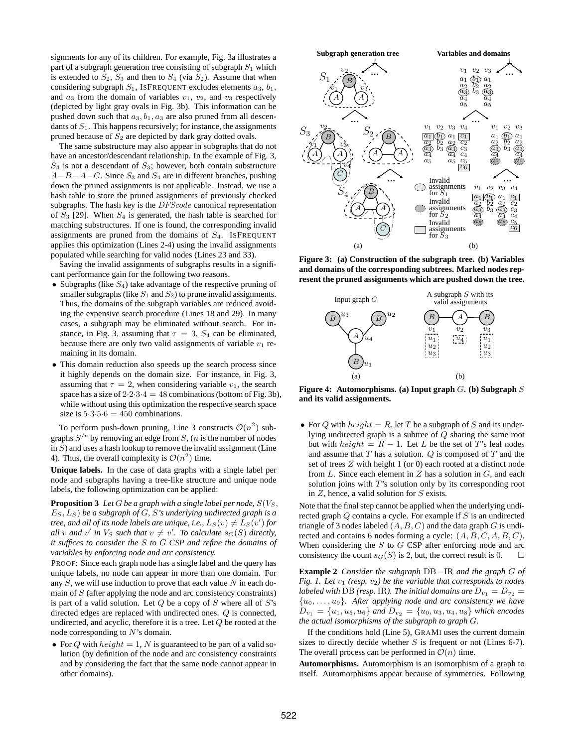signments for any of its children. For example, Fig. 3a illustrates a part of a subgraph generation tree consisting of subgraph $S_1$ which is extended to $S_2$, $S_3$ and then to $S_4$ (via $S_2$). Assume that when considering subgraph $S_1$, ISFREQUENT excludes elements $a_3$, $b_1$, and $a_3$ from the domain of variables $v_1$, $v_2$, and $v_3$ respectively (depicted by light gray ovals in Fig. 3b). This information can be pushed down such that $a_3, b_1, a_3$ are also pruned from all descendants of $S_1$. This happens recursively; for instance, the assignments pruned because of $S_2$ are depicted by dark gray dotted ovals.

The same substructure may also appear in subgraphs that do not have an ancestor/descendant relationship. In the example of Fig. 3, $S_4$ is not a descendant of $S_3$; however, both contain substructure $A-B-A-C$. Since $S_3$ and $S_4$ are in different branches, pushing down the pruned assignments is not applicable. Instead, we use a hash table to store the pruned assignments of previously checked subgraphs. The hash key is the $DFScode$ canonical representation of $S_3$ [29]. When $S_4$ is generated, the hash table is searched for matching substructures. If one is found, the corresponding invalid assignments are pruned from the domains of $S_4$. ISFREQUENT applies this optimization (Lines 2-4) using the invalid assignments populated while searching for valid nodes (Lines 23 and 33).

Saving the invalid assignments of subgraphs results in a significant performance gain for the following two reasons.

- Subgraphs (like $S_4$) take advantage of the respective pruning of smaller subgraphs (like $S_1$ and $S_2$) to prune invalid assignments. Thus, the domains of the subgraph variables are reduced avoiding the expensive search procedure (Lines 18 and 29). In many cases, a subgraph may be eliminated without search. For instance, in Fig. 3, assuming that $\tau = 3$, $S_4$ can be eliminated, because there are only two valid assignments of variable $v_1$ remaining in its domain.
- This domain reduction also speeds up the search process since it highly depends on the domain size. For instance, in Fig. 3, assuming that $\tau = 2$, when considering variable $v_1$, the search space has a size of $2{\cdot}2{\cdot}3{\cdot}4 = 48$ combinations (bottom of Fig. 3b), while without using this optimization the respective search space size is $5{\cdot}3{\cdot}5{\cdot}6 = 450$ combinations.

To perform push-down pruning, Line 3 constructs $\mathcal{O}(n^2)$ subgraphs $S^{/e}$ by removing an edge from $S$, ($n$ is the number of nodes in $S$) and uses a hash lookup to remove the invalid assignment (Line 4). Thus, the overall complexity is $\mathcal{O}(n^2)$ time.

**Unique labels.** In the case of data graphs with a single label per node and subgraphs having a tree-like structure and unique node labels, the following optimization can be applied:

**Proposition 3** *Let $G$ be a graph with a single label per node, $S(V_S, E_S, L_S)$ be a subgraph of $G$, $S$'s underlying undirected graph is a tree, and all of its node labels are unique, i.e., $L_S(v) \neq L_S(v')$ for all $v$ and $v'$ in $V_S$ such that $v \neq v'$. To calculate $s_G(S)$ directly, it suffices to consider the $S$ to $G$ CSP and refine the domains of variables by enforcing node and arc consistency.*

PROOF: Since each graph node has a single label and the query has unique labels, no node can appear in more than one domain. For any $S$, we will use induction to prove that each value $N$ in each domain of $S$ (after applying the node and arc consistency constraints) is part of a valid solution. Let $Q$ be a copy of $S$ where all of $S$'s directed edges are replaced with undirected ones. $Q$ is connected, undirected, and acyclic, therefore it is a tree. Let $Q$ be rooted at the node corresponding to $N$'s domain.

- For $Q$ with $height = 1$, $N$ is guaranteed to be part of a valid solution (by definition of the node and arc consistency constraints and by considering the fact that the same node cannot appear in other domains).
- For $Q$ with $height = R$, let $T$ be a subgraph of $S$ and its underlying undirected graph is a subtree of $Q$ sharing the same root but with $height = R - 1$. Let $L$ be the set of $T$'s leaf nodes and assume that $T$ has a solution. $Q$ is composed of $T$ and the set of trees $Z$ with height 1 (or 0) each rooted at a distinct node from $L$. Since each element in $Z$ has a solution in $G$, and each solution joins with $T$'s solution only by its corresponding root in $Z$, hence, a valid solution for $S$ exists.

Note that the final step cannot be applied when the underlying undirected graph $Q$ contains a cycle. For example if $S$ is an undirected triangle of 3 nodes labeled $(A, B, C)$ and the data graph $G$ is undirected and contains 6 nodes forming a cycle: $(A, B, C, A, B, C)$. When considering the $S$ to $G$ CSP after enforcing node and arc consistency the count $s_G(S)$ is 2, but, the correct result is 0. $\square$

**Example 2** *Consider the subgraph $\mathrm{DB}-\mathrm{IR}$ and the graph $G$ of Fig. 1. Let $v_1$ (resp. $v_2$) be the variable that corresponds to nodes labeled with $\mathrm{DB}$ (resp. $\mathrm{IR}$). The initial domains are $D_{v_1} = D_{v_2} = \{u_0, \ldots, u_9\}$. After applying node and arc consistency we have $D_{v_1} = \{u_1, u_5, u_6\}$ and $D_{v_2} = \{u_0, u_3, u_4, u_8\}$ which encodes the actual isomorphisms of the subgraph to graph $G$.*

If the conditions hold (Line 5), GRAMI uses the current domain sizes to directly decide whether $S$ is frequent or not (Lines 6-7). The overall process can be performed in $\mathcal{O}(n)$ time.

**Automorphisms.** Automorphism is an isomorphism of a graph to itself. Automorphisms appear because of symmetries. Following

**Figure 3: (a) Construction of the subgraph tree. (b) Variables and domains of the corresponding subtrees. Marked nodes represent the pruned assignments which are pushed down the tree.**

**Figure 4: Automorphisms. (a) Input graph $G$. (b) Subgraph $S$ and its valid assignments.**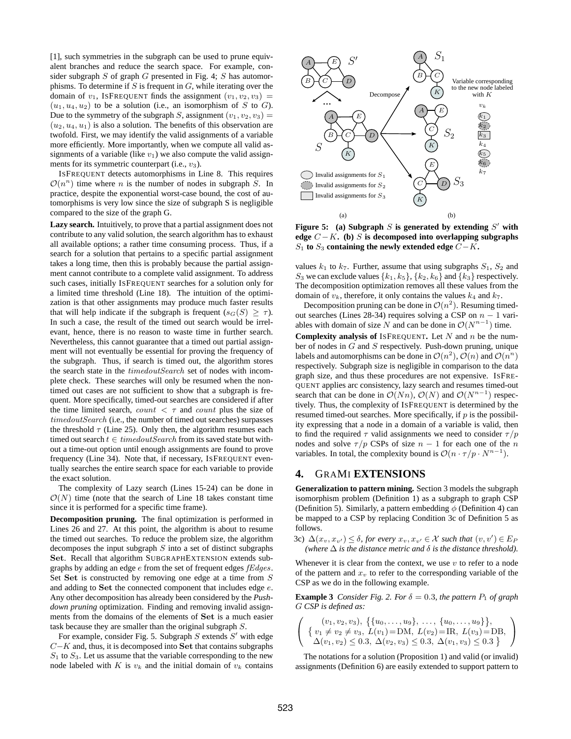[1], such symmetries in the subgraph can be used to prune equivalent branches and reduce the search space. For example, consider subgraph $S$ of graph $G$ presented in Fig. 4; $S$ has automorphisms. To determine if $S$ is frequent in $G$, while iterating over the domain of $v_1$, ISFREQUENT finds the assignment $(v_1, v_2, v_3) = (u_1, u_4, u_2)$ to be a solution (i.e., an isomorphism of $S$ to $G$). Due to the symmetry of the subgraph $S$, assignment $(v_1, v_2, v_3) = (u_2, u_4, u_1)$ is also a solution. The benefits of this observation are twofold. First, we may identify the valid assignments of a variable more efficiently. More importantly, when we compute all valid assignments of a variable (like $v_1$) we also compute the valid assignments for its symmetric counterpart (i.e., $v_3$).

ISFREQUENT detects automorphisms in Line 8. This requires $\mathcal{O}(n^n)$ time where $n$ is the number of nodes in subgraph $S$. In practice, despite the exponential worst-case bound, the cost of automorphisms is very low since the size of subgraph S is negligible compared to the size of the graph G.

**Lazy search.** Intuitively, to prove that a partial assignment does not contribute to any valid solution, the search algorithm has to exhaust all available options; a rather time consuming process. Thus, if a search for a solution that pertains to a specific partial assignment takes a long time, then this is probably because the partial assignment cannot contribute to a complete valid assignment. To address such cases, initially ISFREQUENT searches for a solution only for a limited time threshold (Line 18). The intuition of the optimization is that other assignments may produce much faster results that will help indicate if the subgraph is frequent ($s_G(S) \geq \tau$). In such a case, the result of the timed out search would be irrelevant, hence, there is no reason to waste time in further search. Nevertheless, this cannot guarantee that a timed out partial assignment will not eventually be essential for proving the frequency of the subgraph. Thus, if search is timed out, the algorithm stores the search state in the $timedoutSearch$ set of nodes with incomplete check. These searches will only be resumed when the non-timed out cases are not sufficient to show that a subgraph is frequent. More specifically, timed-out searches are considered if after the time limited search, $count < \tau$ and $count$ plus the size of $timedoutSearch$ (i.e., the number of timed out searches) surpasses the threshold $\tau$ (Line 25). Only then, the algorithm resumes each timed out search $t \in timedoutSearch$ from its saved state but without a time-out option until enough assignments are found to prove frequency (Line 34). Note that, if necessary, ISFREQUENT eventually searches the entire search space for each variable to provide the exact solution.

The complexity of Lazy search (Lines 15-24) can be done in $\mathcal{O}(N)$ time (note that the search of Line 18 takes constant time since it is performed for a specific time frame).

**Decomposition pruning.** The final optimization is performed in Lines 26 and 27. At this point, the algorithm is about to resume the timed out searches. To reduce the problem size, the algorithm decomposes the input subgraph $S$ into a set of distinct subgraphs $\mathbf{Set}$. Recall that algorithm SUBGRAPHEXTENSION extends subgraphs by adding an edge $e$ from the set of frequent edges $fEdges$. Set $\mathbf{Set}$ is constructed by removing one edge at a time from $S$ and adding to $\mathbf{Set}$ the connected component that includes edge $e$. Any other decomposition has already been considered by the *Push-down pruning* optimization. Finding and removing invalid assignments from the domains of the elements of $\mathbf{Set}$ is a much easier task because they are smaller than the original subgraph $S$.

For example, consider Fig. 5. Subgraph $S$ extends $S'$ with edge $C-K$ and, thus, it is decomposed into $\mathbf{Set}$ that contains subgraphs $S_1$ to $S_3$. Let us assume that the variable corresponding to the new node labeled with $K$ is $v_k$ and the initial domain of $v_k$ contains values $k_1$ to $k_7$. Further, assume that using subgraphs $S_1$, $S_2$ and $S_3$ we can exclude values $\{k_1, k_5\}$, $\{k_2, k_6\}$ and $\{k_3\}$ respectively. The decomposition optimization removes all these values from the domain of $v_k$, therefore, it only contains the values $k_4$ and $k_7$.

**Figure 5: (a) Subgraph $S$ is generated by extending $S'$ with edge $C-K$. (b) $S$ is decomposed into overlapping subgraphs $S_1$ to $S_3$ containing the newly extended edge $C-K$.**

Decomposition pruning can be done in $\mathcal{O}(n^2)$. Resuming timed-out searches (Lines 28-34) requires solving a CSP on $n-1$ variables with domain of size $N$ and can be done in $\mathcal{O}(N^{n-1})$ time.

**Complexity analysis of ISFREQUENT.** Let $N$ and $n$ be the number of nodes in $G$ and $S$ respectively. Push-down pruning, unique labels and automorphisms can be done in $\mathcal{O}(n^2)$, $\mathcal{O}(n)$ and $\mathcal{O}(n^n)$ respectively. Subgraph size is negligible in comparison to the data graph size, and thus these procedures are not expensive. ISFREQUENT applies arc consistency, lazy search and resumes timed-out search that can be done in $\mathcal{O}(Nn)$, $\mathcal{O}(N)$ and $\mathcal{O}(N^{n-1})$ respectively. Thus, the complexity of ISFREQUENT is determined by the resumed timed-out searches. More specifically, if $p$ is the possibility expressing that a node in a domain of a variable is valid, then to find the required $\tau$ valid assignments we need to consider $\tau/p$ nodes and solve $\tau/p$ CSPs of size $n-1$ for each one of the $n$ variables. In total, the complexity bound is $\mathcal{O}(n \cdot \tau/p \cdot N^{n-1})$.

## 4. GRAMI EXTENSIONS

**Generalization to pattern mining.** Section 3 models the subgraph isomorphism problem (Definition 1) as a subgraph to graph CSP (Definition 5). Similarly, a pattern embedding $\phi$ (Definition 4) can be mapped to a CSP by replacing Condition 3c of Definition 5 as follows.

3c) *$\Delta(x_v, x_{v'}) \leq \delta$, for every $x_v, x_{v'} \in \mathcal{X}$ such that $(v, v') \in E_P$ (where $\Delta$ is the distance metric and $\delta$ is the distance threshold).*

Whenever it is clear from the context, we use $v$ to refer to a node of the pattern and $x_v$ to refer to the corresponding variable of the CSP as we do in the following example.

**Example 3** *Consider Fig. 2. For $\delta = 0.3$, the pattern $P_1$ of graph $G$ CSP is defined as:*

$$\left( \begin{array}{c} (v_1, v_2, v_3),\ \{\{u_0, \ldots, u_9\},\ \ldots,\ \{u_0, \ldots, u_9\}\}, \\ \{\ v_1 \neq v_2 \neq v_3,\ L(v_1){=}\mathrm{DM},\ L(v_2){=}\mathrm{IR},\ L(v_3){=}\mathrm{DB}, \\ \Delta(v_1, v_2) \leq 0.3,\ \Delta(v_2, v_3) \leq 0.3,\ \Delta(v_1, v_3) \leq 0.3\ \} \end{array} \right)$$

The notations for a solution (Proposition 1) and valid (or invalid) assignments (Definition 6) are easily extended to support pattern to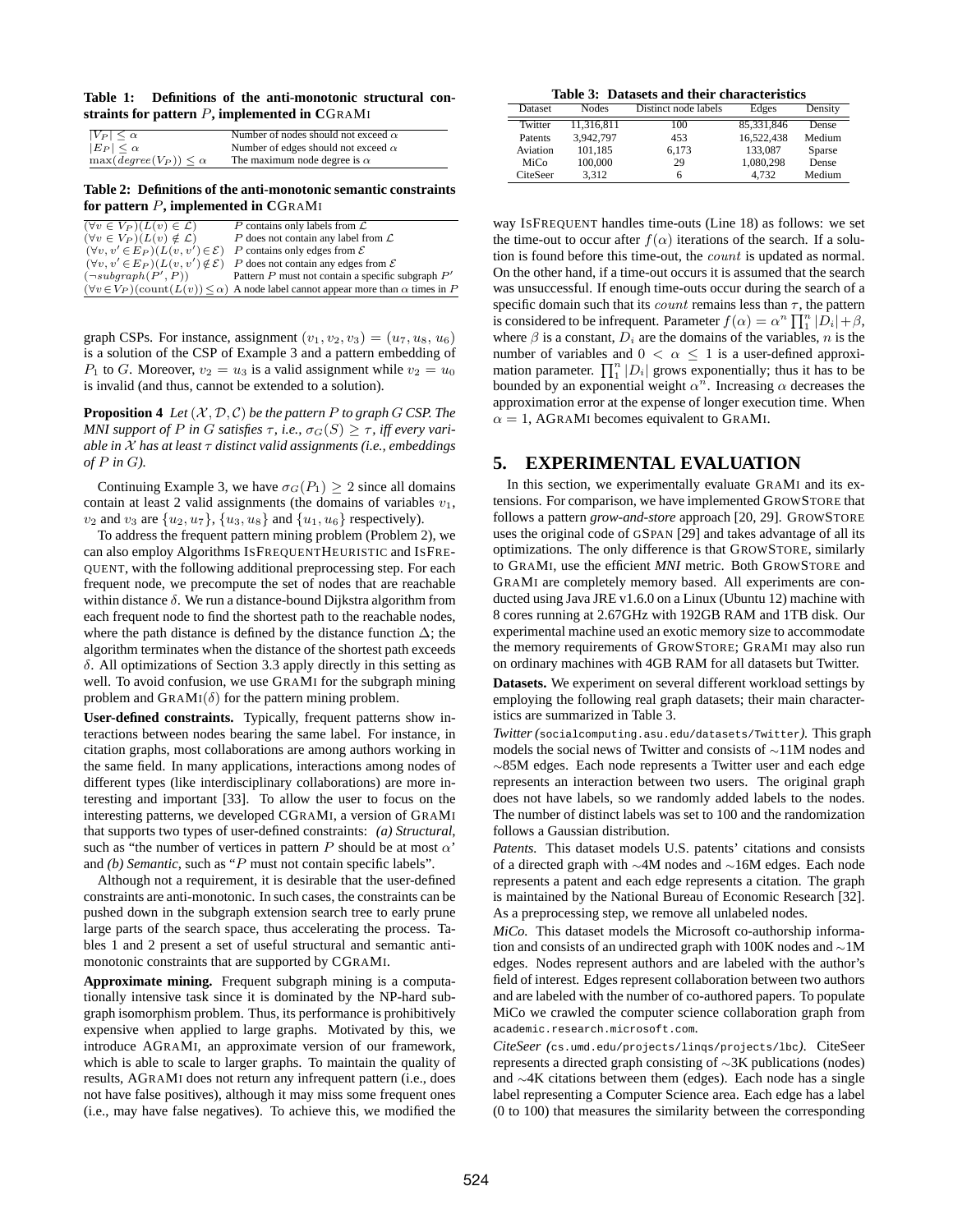**Table 1: Definitions of the anti-monotonic structural constraints for pattern $P$, implemented in CGRAMI**

| | |
|---|---|
| $\|V_P\| \leq \alpha$ | Number of nodes should not exceed $\alpha$ |
| $\|E_P\| \leq \alpha$ | Number of edges should not exceed $\alpha$ |
| $\max(degree(V_P)) \leq \alpha$ | The maximum node degree is $\alpha$ |

**Table 2: Definitions of the anti-monotonic semantic constraints for pattern $P$, implemented in CGRAMI**

| | |
|---|---|
| $(\forall v \in V_P)(L(v) \in \mathcal{L})$ | $P$ contains only labels from $\mathcal{L}$ |
| $(\forall v \in V_P)(L(v) \notin \mathcal{L})$ | $P$ does not contain any label from $\mathcal{L}$ |
| $(\forall v, v' \in E_P)(L(v, v') \in \mathcal{E})$ | $P$ contains only edges from $\mathcal{E}$ |
| $(\forall v, v' \in E_P)(L(v, v') \notin \mathcal{E})$ | $P$ does not contain any edges from $\mathcal{E}$ |
| $(\neg subgraph(P', P))$ | Pattern $P$ must not contain a specific subgraph $P'$ |
| $(\forall v \in V_P)(\text{count}(L(v)) \leq \alpha)$ | A node label cannot appear more than $\alpha$ times in $P$ |

graph CSPs. For instance, assignment $(v_1, v_2, v_3) = (u_7, u_8, u_6)$ is a solution of the CSP of Example 3 and a pattern embedding of $P_1$ to $G$. Moreover, $v_2 = u_3$ is a valid assignment while $v_2 = u_0$ is invalid (and thus, cannot be extended to a solution).

**Proposition 4** *Let $(\mathcal{X}, \mathcal{D}, \mathcal{C})$ be the pattern $P$ to graph $G$ CSP. The MNI support of $P$ in $G$ satisfies $\tau$, i.e., $\sigma_G(S) \geq \tau$, iff every variable in $\mathcal{X}$ has at least $\tau$ distinct valid assignments (i.e., embeddings of $P$ in $G$).*

Continuing Example 3, we have $\sigma_G(P_1) \geq 2$ since all domains contain at least 2 valid assignments (the domains of variables $v_1$, $v_2$ and $v_3$ are $\{u_2, u_7\}$, $\{u_3, u_8\}$ and $\{u_1, u_6\}$ respectively).

To address the frequent pattern mining problem (Problem 2), we can also employ Algorithms ISFREQUENTHEURISTIC and ISFREQUENT, with the following additional preprocessing step. For each frequent node, we precompute the set of nodes that are reachable within distance $\delta$. We run a distance-bound Dijkstra algorithm from each frequent node to find the shortest path to the reachable nodes, where the path distance is defined by the distance function $\Delta$; the algorithm terminates when the distance of the shortest path exceeds $\delta$. All optimizations of Section 3.3 apply directly in this setting as well. To avoid confusion, we use GRAMI for the subgraph mining problem and GRAMI($\delta$) for the pattern mining problem.

**User-defined constraints.** Typically, frequent patterns show interactions between nodes bearing the same label. For instance, in citation graphs, most collaborations are among authors working in the same field. In many applications, interactions among nodes of different types (like interdisciplinary collaborations) are more interesting and important [33]. To allow the user to focus on the interesting patterns, we developed CGRAMI, a version of GRAMI that supports two types of user-defined constraints: *(a) Structural*, such as "the number of vertices in pattern $P$ should be at most $\alpha$" and *(b) Semantic*, such as "$P$ must not contain specific labels".

Although not a requirement, it is desirable that the user-defined constraints are anti-monotonic. In such cases, the constraints can be pushed down in the subgraph extension search tree to early prune large parts of the search space, thus accelerating the process. Tables 1 and 2 present a set of useful structural and semantic anti-monotonic constraints that are supported by CGRAMI.

**Approximate mining.** Frequent subgraph mining is a computationally intensive task since it is dominated by the NP-hard subgraph isomorphism problem. Thus, its performance is prohibitively expensive when applied to large graphs. Motivated by this, we introduce AGRAMI, an approximate version of our framework, which is able to scale to larger graphs. To maintain the quality of results, AGRAMI does not return any infrequent pattern (i.e., does not have false positives), although it may miss some frequent ones (i.e., may have false negatives). To achieve this, we modified the way ISFREQUENT handles time-outs (Line 18) as follows: we set the time-out to occur after $f(\alpha)$ iterations of the search. If a solution is found before this time-out, the $count$ is updated as normal. On the other hand, if a time-out occurs it is assumed that the search was unsuccessful. If enough time-outs occur during the search of a specific domain such that its $count$ remains less than $\tau$, the pattern is considered to be infrequent. Parameter $f(\alpha) = \alpha^n \prod_1^n |D_i| + \beta$, where $\beta$ is a constant, $D_i$ are the domains of the variables, $n$ is the number of variables and $0 < \alpha \leq 1$ is a user-defined approximation parameter. $\prod_1^n |D_i|$ grows exponentially; thus it has to be bounded by an exponential weight $\alpha^n$. Increasing $\alpha$ decreases the approximation error at the expense of longer execution time. When $\alpha = 1$, AGRAMI becomes equivalent to GRAMI.

**Table 3: Datasets and their characteristics**

| Dataset | Nodes | Distinct node labels | Edges | Density |
|---|---|---|---|---|
| Twitter | 11,316,811 | 100 | 85,331,846 | Dense |
| Patents | 3,942,797 | 453 | 16,522,438 | Medium |
| Aviation | 101,185 | 6,173 | 133,087 | Sparse |
| MiCo | 100,000 | 29 | 1,080,298 | Dense |
| CiteSeer | 3,312 | 6 | 4,732 | Medium |

## 5. EXPERIMENTAL EVALUATION

In this section, we experimentally evaluate GRAMI and its extensions. For comparison, we have implemented GROWSTORE that follows a pattern *grow-and-store* approach [20, 29]. GROWSTORE uses the original code of GSPAN [29] and takes advantage of all its optimizations. The only difference is that GROWSTORE, similarly to GRAMI, use the efficient *MNI* metric. Both GROWSTORE and GRAMI are completely memory based. All experiments are conducted using Java JRE v1.6.0 on a Linux (Ubuntu 12) machine with 8 cores running at 2.67GHz with 192GB RAM and 1TB disk. Our experimental machine used an exotic memory size to accommodate the memory requirements of GROWSTORE; GRAMI may also run on ordinary machines with 4GB RAM for all datasets but Twitter.

**Datasets.** We experiment on several different workload settings by employing the following real graph datasets; their main characteristics are summarized in Table 3.

*Twitter (*`socialcomputing.asu.edu/datasets/Twitter`*).* This graph models the social news of Twitter and consists of ~11M nodes and ~85M edges. Each node represents a Twitter user and each edge represents an interaction between two users. The original graph does not have labels, so we randomly added labels to the nodes. The number of distinct labels was set to 100 and the randomization follows a Gaussian distribution.

*Patents.* This dataset models U.S. patents' citations and consists of a directed graph with ~4M nodes and ~16M edges. Each node represents a patent and each edge represents a citation. The graph is maintained by the National Bureau of Economic Research [32]. As a preprocessing step, we remove all unlabeled nodes.

*MiCo.* This dataset models the Microsoft co-authorship information and consists of an undirected graph with 100K nodes and ~1M edges. Nodes represent authors and are labeled with the author's field of interest. Edges represent collaboration between two authors and are labeled with the number of co-authored papers. To populate MiCo we crawled the computer science collaboration graph from `academic.research.microsoft.com`.

*CiteSeer (*`cs.umd.edu/projects/linqs/projects/lbc`*).* CiteSeer represents a directed graph consisting of ~3K publications (nodes) and ~4K citations between them (edges). Each node has a single label representing a Computer Science area. Each edge has a label (0 to 100) that measures the similarity between the corresponding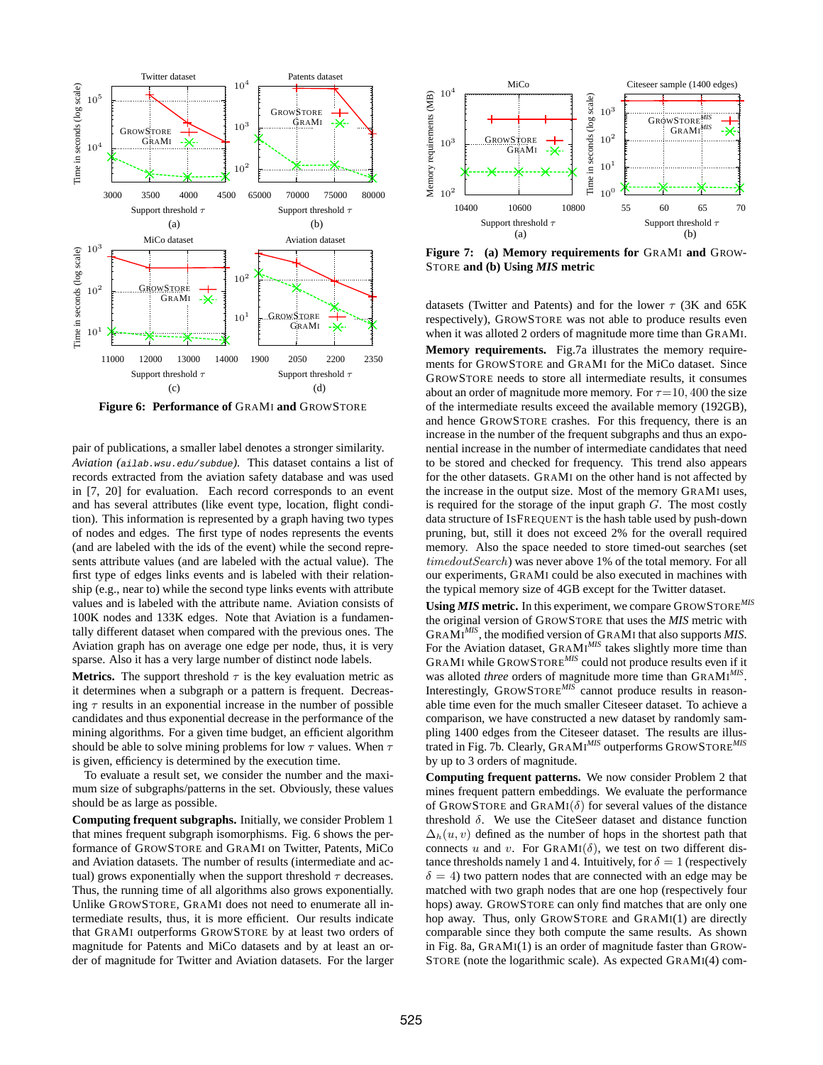**Figure 6: Performance of GraMi and GrowStore**

**Figure 7: (a) Memory requirements for GraMi and GrowStore and (b) Using *MIS* metric**

pair of publications, a smaller label denotes a stronger similarity.

*Aviation* (`ailab.wsu.edu/subdue`). This dataset contains a list of records extracted from the aviation safety database and was used in [7, 20] for evaluation. Each record corresponds to an event and has several attributes (like event type, location, flight condition). This information is represented by a graph having two types of nodes and edges. The first type of nodes represents the events (and are labeled with the ids of the event) while the second represents attribute values (and are labeled with the actual value). The first type of edges links events and is labeled with their relationship (e.g., near to) while the second type links events with attribute values and is labeled with the attribute name. Aviation consists of 100K nodes and 133K edges. Note that Aviation is a fundamentally different dataset when compared with the previous ones. The Aviation graph has on average one edge per node, thus, it is very sparse. Also it has a very large number of distinct node labels.

**Metrics.** The support threshold $\tau$ is the key evaluation metric as it determines when a subgraph or a pattern is frequent. Decreasing $\tau$ results in an exponential increase in the number of possible candidates and thus exponential decrease in the performance of the mining algorithms. For a given time budget, an efficient algorithm should be able to solve mining problems for low $\tau$ values. When $\tau$ is given, efficiency is determined by the execution time.

To evaluate a result set, we consider the number and the maximum size of subgraphs/patterns in the set. Obviously, these values should be as large as possible.

**Computing frequent subgraphs.** Initially, we consider Problem 1 that mines frequent subgraph isomorphisms. Fig. 6 shows the performance of GrowStore and GraMi on Twitter, Patents, MiCo and Aviation datasets. The number of results (intermediate and actual) grows exponentially when the support threshold $\tau$ decreases. Thus, the running time of all algorithms also grows exponentially. Unlike GrowStore, GraMi does not need to enumerate all intermediate results, thus, it is more efficient. Our results indicate that GraMi outperforms GrowStore by at least two orders of magnitude for Patents and MiCo datasets and by at least an order of magnitude for Twitter and Aviation datasets. For the larger datasets (Twitter and Patents) and for the lower $\tau$ (3K and 65K respectively), GrowStore was not able to produce results even when it was alloted 2 orders of magnitude more time than GraMi.

**Memory requirements.** Fig.7a illustrates the memory requirements for GrowStore and GraMi for the MiCo dataset. Since GrowStore needs to store all intermediate results, it consumes about an order of magnitude more memory. For $\tau$=10, 400 the size of the intermediate results exceed the available memory (192GB), and hence GrowStore crashes. For this frequency, there is an increase in the number of the frequent subgraphs and thus an exponential increase in the number of intermediate candidates that need to be stored and checked for frequency. This trend also appears for the other datasets. GraMi on the other hand is not affected by the increase in the output size. Most of the memory GraMi uses, is required for the storage of the input graph $G$. The most costly data structure of IsFrequent is the hash table used by push-down pruning, but, still it does not exceed 2% for the overall required memory. Also the space needed to store timed-out searches (set $timedoutSearch$) was never above 1% of the total memory. For all our experiments, GraMi could be also executed in machines with the typical memory size of 4GB except for the Twitter dataset.

**Using *MIS* metric.** In this experiment, we compare GrowStore$^{MIS}$ the original version of GrowStore that uses the *MIS* metric with GraMi$^{MIS}$, the modified version of GraMi that also supports *MIS*. For the Aviation dataset, GraMi$^{MIS}$ takes slightly more time than GraMi while GrowStore$^{MIS}$ could not produce results even if it was alloted *three* orders of magnitude more time than GraMi$^{MIS}$. Interestingly, GrowStore$^{MIS}$ cannot produce results in reasonable time even for the much smaller Citeseer dataset. To achieve a comparison, we have constructed a new dataset by randomly sampling 1400 edges from the Citeseer dataset. The results are illustrated in Fig. 7b. Clearly, GraMi$^{MIS}$ outperforms GrowStore$^{MIS}$ by up to 3 orders of magnitude.

**Computing frequent patterns.** We now consider Problem 2 that mines frequent pattern embeddings. We evaluate the performance of GrowStore and GraMi($\delta$) for several values of the distance threshold $\delta$. We use the CiteSeer dataset and distance function $\Delta_h(u, v)$ defined as the number of hops in the shortest path that connects $u$ and $v$. For GraMi($\delta$), we test on two different distance thresholds namely 1 and 4. Intuitively, for $\delta = 1$ (respectively $\delta = 4$) two pattern nodes that are connected with an edge may be matched with two graph nodes that are one hop (respectively four hops) away. GrowStore can only find matches that are only one hop away. Thus, only GrowStore and GraMi(1) are directly comparable since they both compute the same results. As shown in Fig. 8a, GraMi(1) is an order of magnitude faster than GrowStore (note the logarithmic scale). As expected GraMi(4) com-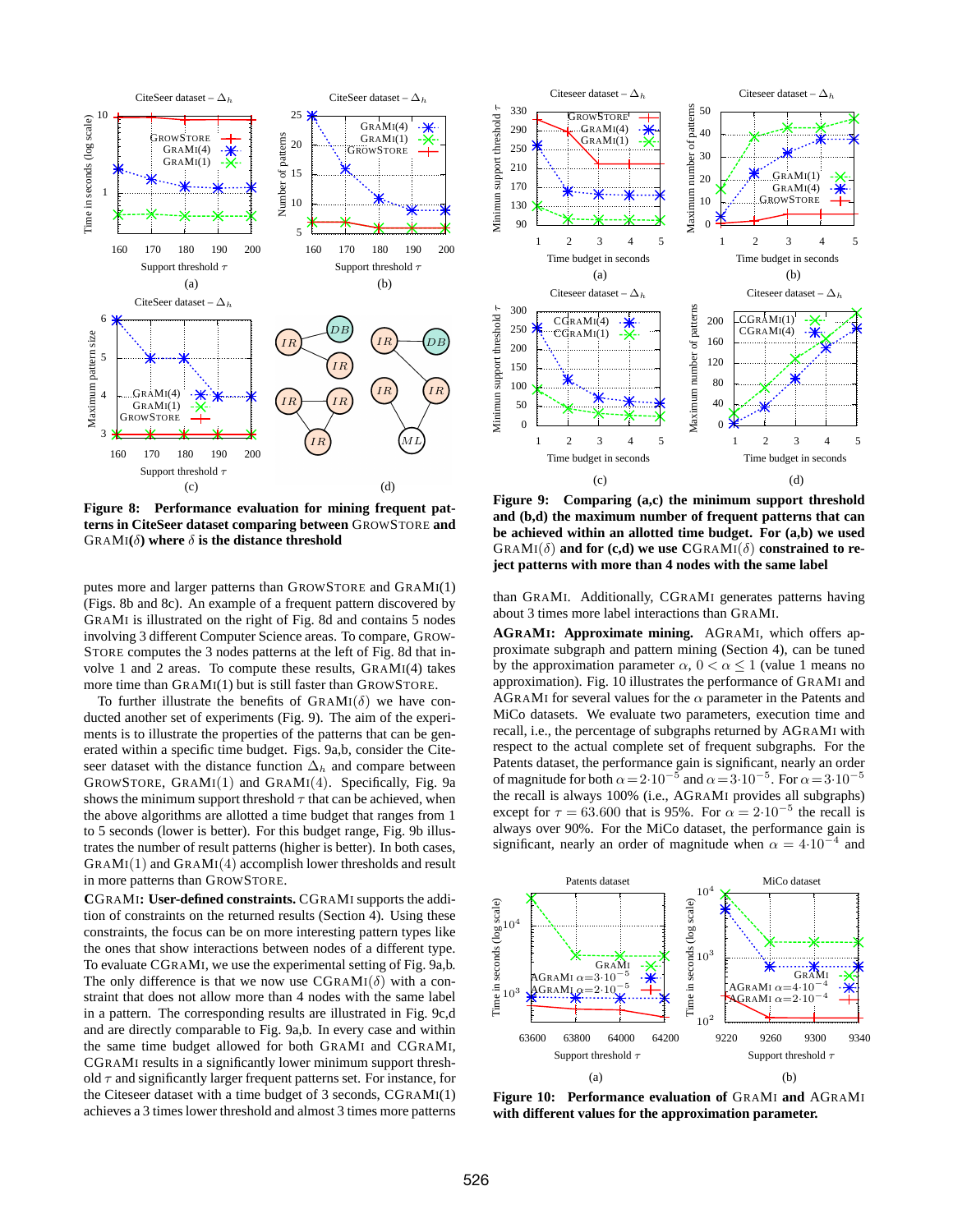**Figure 8: Performance evaluation for mining frequent patterns in CiteSeer dataset comparing between GrowStore and GraMi($\delta$) where $\delta$ is the distance threshold**

**Figure 9: Comparing (a,c) the minimum support threshold and (b,d) the maximum number of frequent patterns that can be achieved within an allotted time budget. For (a,b) we used GraMi($\delta$) and for (c,d) we use CGraMi($\delta$) constrained to reject patterns with more than 4 nodes with the same label**

putes more and larger patterns than GrowStore and GraMi(1) (Figs. 8b and 8c). An example of a frequent pattern discovered by GraMi is illustrated on the right of Fig. 8d and contains 5 nodes involving 3 different Computer Science areas. To compare, GrowStore computes the 3 nodes patterns at the left of Fig. 8d that involve 1 and 2 areas. To compute these results, GraMi(4) takes more time than GraMi(1) but is still faster than GrowStore.

To further illustrate the benefits of GraMi($\delta$) we have conducted another set of experiments (Fig. 9). The aim of the experiments is to illustrate the properties of the patterns that can be generated within a specific time budget. Figs. 9a,b, consider the Citeseer dataset with the distance function $\Delta_h$ and compare between GrowStore, GraMi(1) and GraMi(4). Specifically, Fig. 9a shows the minimum support threshold $\tau$ that can be achieved, when the above algorithms are allotted a time budget that ranges from 1 to 5 seconds (lower is better). For this budget range, Fig. 9b illustrates the number of result patterns (higher is better). In both cases, GraMi(1) and GraMi(4) accomplish lower thresholds and result in more patterns than GrowStore.

**CGraMi: User-defined constraints.** CGraMi supports the addition of constraints on the returned results (Section 4). Using these constraints, the focus can be on more interesting pattern types like the ones that show interactions between nodes of a different type. To evaluate CGraMi, we use the experimental setting of Fig. 9a,b. The only difference is that we now use CGraMi($\delta$) with a constraint that does not allow more than 4 nodes with the same label in a pattern. The corresponding results are illustrated in Fig. 9c,d and are directly comparable to Fig. 9a,b. In every case and within the same time budget allowed for both GraMi and CGraMi, CGraMi results in a significantly lower minimum support threshold $\tau$ and significantly larger frequent patterns set. For instance, for the Citeseer dataset with a time budget of 3 seconds, CGraMi(1) achieves a 3 times lower threshold and almost 3 times more patterns than GraMi. Additionally, CGraMi generates patterns having about 3 times more label interactions than GraMi.

**AGraMi: Approximate mining.** AGraMi, which offers approximate subgraph and pattern mining (Section 4), can be tuned by the approximation parameter $\alpha$, $0 < \alpha \leq 1$ (value 1 means no approximation). Fig. 10 illustrates the performance of GraMi and AGraMi for several values for the $\alpha$ parameter in the Patents and MiCo datasets. We evaluate two parameters, execution time and recall, i.e., the percentage of subgraphs returned by AGraMi with respect to the actual complete set of frequent subgraphs. For the Patents dataset, the performance gain is significant, nearly an order of magnitude for both $\alpha = 2{\cdot}10^{-5}$ and $\alpha = 3{\cdot}10^{-5}$. For $\alpha = 3{\cdot}10^{-5}$ the recall is always 100% (i.e., AGraMi provides all subgraphs) except for $\tau = 63.600$ that is 95%. For $\alpha = 2{\cdot}10^{-5}$ the recall is always over 90%. For the MiCo dataset, the performance gain is significant, nearly an order of magnitude when $\alpha = 4{\cdot}10^{-4}$ and

**Figure 10: Performance evaluation of GraMi and AGraMi with different values for the approximation parameter.**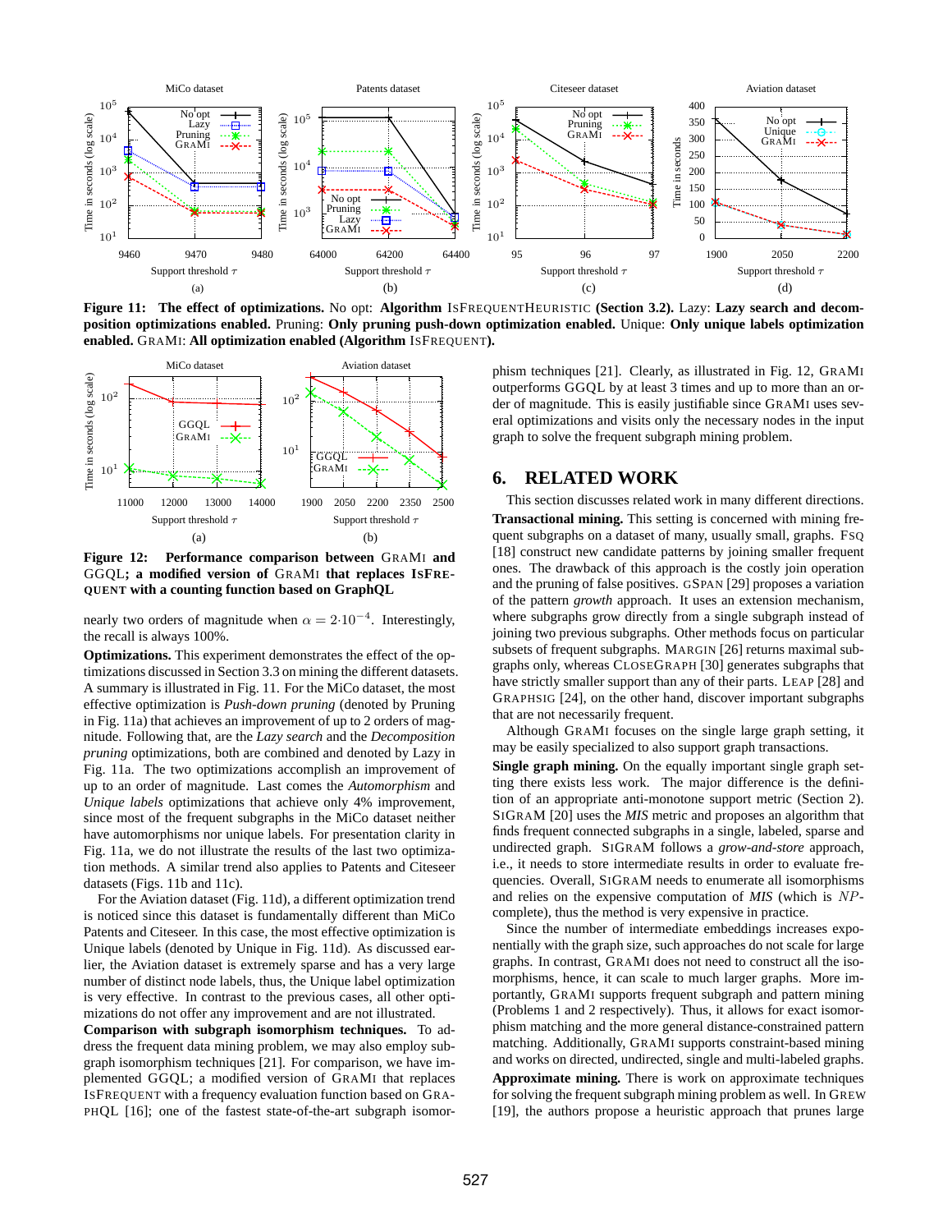**Figure 11: The effect of optimizations.** No opt: **Algorithm** IsFrequentHeuristic **(Section 3.2).** Lazy: **Lazy search and decomposition optimizations enabled.** Pruning: **Only pruning push-down optimization enabled.** Unique: **Only unique labels optimization enabled.** GraMi: **All optimization enabled (Algorithm** IsFrequent**).**

**Figure 12: Performance comparison between** GraMi **and** GGQL**; a modified version of** GraMi **that replaces** IsFrequent **with a counting function based on GraphQL**

nearly two orders of magnitude when $\alpha = 2{\cdot}10^{-4}$. Interestingly, the recall is always 100%.

**Optimizations.** This experiment demonstrates the effect of the optimizations discussed in Section 3.3 on mining the different datasets. A summary is illustrated in Fig. 11. For the MiCo dataset, the most effective optimization is *Push-down pruning* (denoted by Pruning in Fig. 11a) that achieves an improvement of up to 2 orders of magnitude. Following that, are the *Lazy search* and the *Decomposition pruning* optimizations, both are combined and denoted by Lazy in Fig. 11a. The two optimizations accomplish an improvement of up to an order of magnitude. Last comes the *Automorphism* and *Unique labels* optimizations that achieve only 4% improvement, since most of the frequent subgraphs in the MiCo dataset neither have automorphisms nor unique labels. For presentation clarity in Fig. 11a, we do not illustrate the results of the last two optimization methods. A similar trend also applies to Patents and Citeseer datasets (Figs. 11b and 11c).

For the Aviation dataset (Fig. 11d), a different optimization trend is noticed since this dataset is fundamentally different than MiCo Patents and Citeseer. In this case, the most effective optimization is Unique labels (denoted by Unique in Fig. 11d). As discussed earlier, the Aviation dataset is extremely sparse and has a very large number of distinct node labels, thus, the Unique label optimization is very effective. In contrast to the previous cases, all other optimizations do not offer any improvement and are not illustrated.

**Comparison with subgraph isomorphism techniques.** To address the frequent data mining problem, we may also employ subgraph isomorphism techniques [21]. For comparison, we have implemented GGQL; a modified version of GraMi that replaces IsFrequent with a frequency evaluation function based on GraphQL [16]; one of the fastest state-of-the-art subgraph isomorphism techniques [21]. Clearly, as illustrated in Fig. 12, GraMi outperforms GGQL by at least 3 times and up to more than an order of magnitude. This is easily justifiable since GraMi uses several optimizations and visits only the necessary nodes in the input graph to solve the frequent subgraph mining problem.

## 6. RELATED WORK

This section discusses related work in many different directions.

**Transactional mining.** This setting is concerned with mining frequent subgraphs on a dataset of many, usually small, graphs. FSG [18] construct new candidate patterns by joining smaller frequent ones. The drawback of this approach is the costly join operation and the pruning of false positives. gSpan [29] proposes a variation of the pattern *growth* approach. It uses an extension mechanism, where subgraphs grow directly from a single subgraph instead of joining two previous subgraphs. Other methods focus on particular subsets of frequent subgraphs. Margin [26] returns maximal subgraphs only, whereas CloseGraph [30] generates subgraphs that have strictly smaller support than any of their parts. Leap [28] and GraphSig [24], on the other hand, discover important subgraphs that are not necessarily frequent.

Although GraMi focuses on the single large graph setting, it may be easily specialized to also support graph transactions.

**Single graph mining.** On the equally important single graph setting there exists less work. The major difference is the definition of an appropriate anti-monotone support metric (Section 2). SiGram [20] uses the *MIS* metric and proposes an algorithm that finds frequent connected subgraphs in a single, labeled, sparse and undirected graph. SiGram follows a *grow-and-store* approach, i.e., it needs to store intermediate results in order to evaluate frequencies. Overall, SiGram needs to enumerate all isomorphisms and relies on the expensive computation of *MIS* (which is $NP$-complete), thus the method is very expensive in practice.

Since the number of intermediate embeddings increases exponentially with the graph size, such approaches do not scale for large graphs. In contrast, GraMi does not need to construct all the isomorphisms, hence, it can scale to much larger graphs. More importantly, GraMi supports frequent subgraph and pattern mining (Problems 1 and 2 respectively). Thus, it allows for exact isomorphism matching and the more general distance-constrained pattern matching. Additionally, GraMi supports constraint-based mining and works on directed, undirected, single and multi-labeled graphs.

**Approximate mining.** There is work on approximate techniques for solving the frequent subgraph mining problem as well. In GREW [19], the authors propose a heuristic approach that prunes large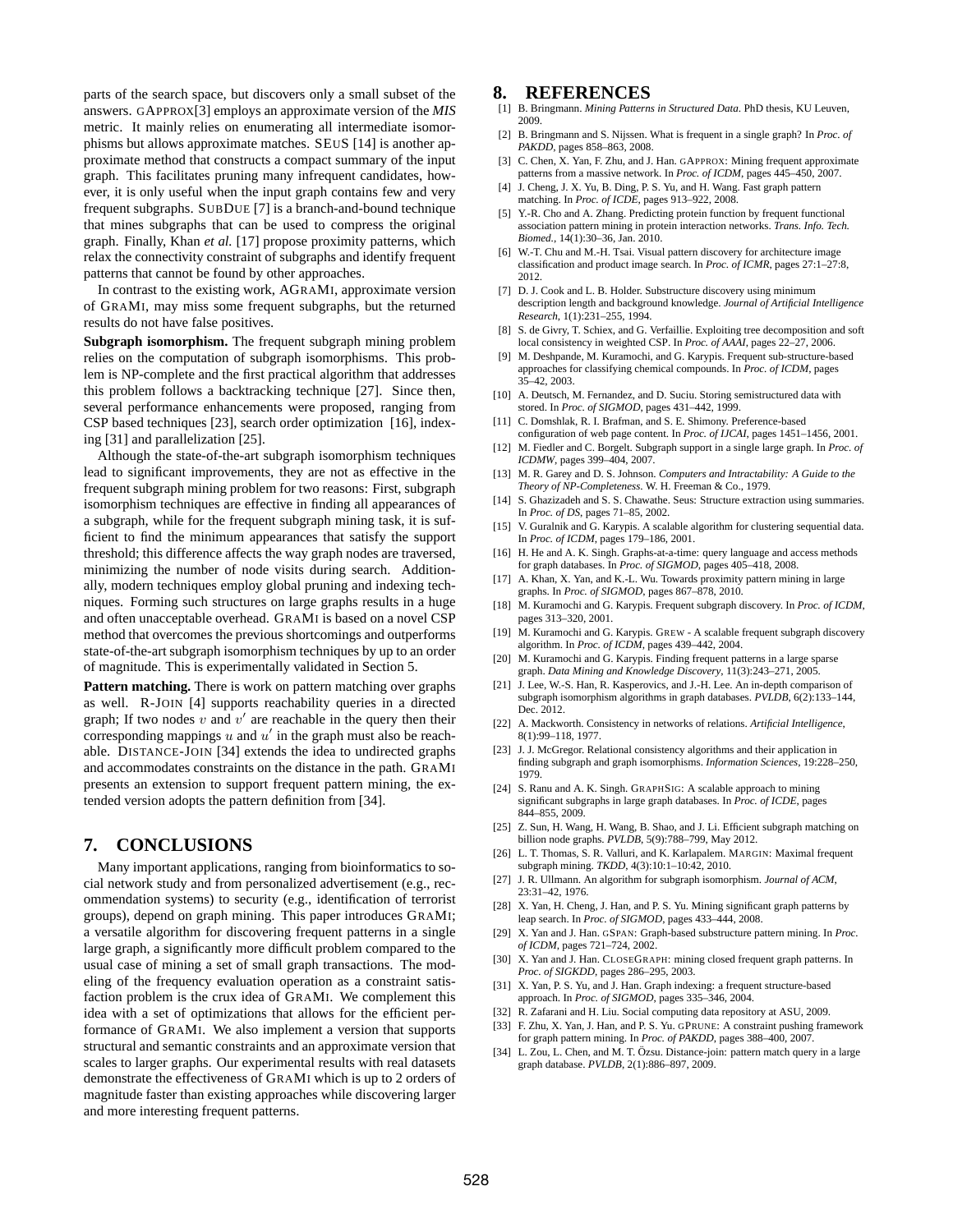parts of the search space, but discovers only a small subset of the answers. GAPPROX[3] employs an approximate version of the *MIS* metric. It mainly relies on enumerating all intermediate isomorphisms but allows approximate matches. SEUS [14] is another approximate method that constructs a compact summary of the input graph. This facilitates pruning many infrequent candidates, however, it is only useful when the input graph contains few and very frequent subgraphs. SUBDUE [7] is a branch-and-bound technique that mines subgraphs that can be used to compress the original graph. Finally, Khan *et al.* [17] propose proximity patterns, which relax the connectivity constraint of subgraphs and identify frequent patterns that cannot be found by other approaches.

In contrast to the existing work, AGRAMI, approximate version of GRAMI, may miss some frequent subgraphs, but the returned results do not have false positives.

**Subgraph isomorphism.** The frequent subgraph mining problem relies on the computation of subgraph isomorphisms. This problem is NP-complete and the first practical algorithm that addresses this problem follows a backtracking technique [27]. Since then, several performance enhancements were proposed, ranging from CSP based techniques [23], search order optimization [16], indexing [31] and parallelization [25].

Although the state-of-the-art subgraph isomorphism techniques lead to significant improvements, they are not as effective in the frequent subgraph mining problem for two reasons: First, subgraph isomorphism techniques are effective in finding all appearances of a subgraph, while for the frequent subgraph mining task, it is sufficient to find the minimum appearances that satisfy the support threshold; this difference affects the way graph nodes are traversed, minimizing the number of node visits during search. Additionally, modern techniques employ global pruning and indexing techniques. Forming such structures on large graphs results in a huge and often unacceptable overhead. GRAMI is based on a novel CSP method that overcomes the previous shortcomings and outperforms state-of-the-art subgraph isomorphism techniques by up to an order of magnitude. This is experimentally validated in Section 5.

**Pattern matching.** There is work on pattern matching over graphs as well. R-JOIN [4] supports reachability queries in a directed graph; If two nodes $v$ and $v'$ are reachable in the query then their corresponding mappings $u$ and $u'$ in the graph must also be reachable. DISTANCE-JOIN [34] extends the idea to undirected graphs and accommodates constraints on the distance in the path. GRAMI presents an extension to support frequent pattern mining, the extended version adopts the pattern definition from [34].

## 7. CONCLUSIONS

Many important applications, ranging from bioinformatics to social network study and from personalized advertisement (e.g., recommendation systems) to security (e.g., identification of terrorist groups), depend on graph mining. This paper introduces GRAMI; a versatile algorithm for discovering frequent patterns in a single large graph, a significantly more difficult problem compared to the usual case of mining a set of small graph transactions. The modeling of the frequency evaluation operation as a constraint satisfaction problem is the crux idea of GRAMI. We complement this idea with a set of optimizations that allows for the efficient performance of GRAMI. We also implement a version that supports structural and semantic constraints and an approximate version that scales to larger graphs. Our experimental results with real datasets demonstrate the effectiveness of GRAMI which is up to 2 orders of magnitude faster than existing approaches while discovering larger and more interesting frequent patterns.

## 8. REFERENCES

[1] B. Bringmann. *Mining Patterns in Structured Data.* PhD thesis, KU Leuven, 2009.

[2] B. Bringmann and S. Nijssen. What is frequent in a single graph? In *Proc. of PAKDD*, pages 858–863, 2008.

[3] C. Chen, X. Yan, F. Zhu, and J. Han. GAPPROX: Mining frequent approximate patterns from a massive network. In *Proc. of ICDM*, pages 445–450, 2007.

[4] J. Cheng, J. X. Yu, B. Ding, P. S. Yu, and H. Wang. Fast graph pattern matching. In *Proc. of ICDE*, pages 913–922, 2008.

[5] Y.-R. Cho and A. Zhang. Predicting protein function by frequent functional association pattern mining in protein interaction networks. *Trans. Info. Tech. Biomed.*, 14(1):30–36, Jan. 2010.

[6] W.-T. Chu and M.-H. Tsai. Visual pattern discovery for architecture image classification and product image search. In *Proc. of ICMR*, pages 27:1–27:8, 2012.

[7] D. J. Cook and L. B. Holder. Substructure discovery using minimum description length and background knowledge. *Journal of Artificial Intelligence Research*, 1(1):231–255, 1994.

[8] S. de Givry, T. Schiex, and G. Verfaillie. Exploiting tree decomposition and soft local consistency in weighted CSP. In *Proc. of AAAI*, pages 22–27, 2006.

[9] M. Deshpande, M. Kuramochi, and G. Karypis. Frequent sub-structure-based approaches for classifying chemical compounds. In *Proc. of ICDM*, pages 35–42, 2003.

[10] A. Deutsch, M. Fernandez, and D. Suciu. Storing semistructured data with stored. In *Proc. of SIGMOD*, pages 431–442, 1999.

[11] C. Domshlak, R. I. Brafman, and S. E. Shimony. Preference-based configuration of web page content. In *Proc. of IJCAI*, pages 1451–1456, 2001.

[12] M. Fiedler and C. Borgelt. Subgraph support in a single large graph. In *Proc. of ICDMW*, pages 399–404, 2007.

[13] M. R. Garey and D. S. Johnson. *Computers and Intractability: A Guide to the Theory of NP-Completeness.* W. H. Freeman & Co., 1979.

[14] S. Ghazizadeh and S. S. Chawathe. Seus: Structure extraction using summaries. In *Proc. of DS*, pages 71–85, 2002.

[15] V. Guralnik and G. Karypis. A scalable algorithm for clustering sequential data. In *Proc. of ICDM*, pages 179–186, 2001.

[16] H. He and A. K. Singh. Graphs-at-a-time: query language and access methods for graph databases. In *Proc. of SIGMOD*, pages 405–418, 2008.

[17] A. Khan, X. Yan, and K.-L. Wu. Towards proximity pattern mining in large graphs. In *Proc. of SIGMOD*, pages 867–878, 2010.

[18] M. Kuramochi and G. Karypis. Frequent subgraph discovery. In *Proc. of ICDM*, pages 313–320, 2001.

[19] M. Kuramochi and G. Karypis. GREW - A scalable frequent subgraph discovery algorithm. In *Proc. of ICDM*, pages 439–442, 2004.

[20] M. Kuramochi and G. Karypis. Finding frequent patterns in a large sparse graph. *Data Mining and Knowledge Discovery*, 11(3):243–271, 2005.

[21] J. Lee, W.-S. Han, R. Kasperovics, and J.-H. Lee. An in-depth comparison of subgraph isomorphism algorithms in graph databases. *PVLDB*, 6(2):133–144, Dec. 2012.

[22] A. Mackworth. Consistency in networks of relations. *Artificial Intelligence*, 8(1):99–118, 1977.

[23] J. J. McGregor. Relational consistency algorithms and their application in finding subgraph and graph isomorphisms. *Information Sciences*, 19:228–250, 1979.

[24] S. Ranu and A. K. Singh. GRAPHSIG: A scalable approach to mining significant subgraphs in large graph databases. In *Proc. of ICDE*, pages 844–855, 2009.

[25] Z. Sun, H. Wang, H. Wang, B. Shao, and J. Li. Efficient subgraph matching on billion node graphs. *PVLDB*, 5(9):788–799, May 2012.

[26] L. T. Thomas, S. R. Valluri, and K. Karlapalem. MARGIN: Maximal frequent subgraph mining. *TKDD*, 4(3):10:1–10:42, 2010.

[27] J. R. Ullmann. An algorithm for subgraph isomorphism. *Journal of ACM*, 23:31–42, 1976.

[28] X. Yan, H. Cheng, J. Han, and P. S. Yu. Mining significant graph patterns by leap search. In *Proc. of SIGMOD*, pages 433–444, 2008.

[29] X. Yan and J. Han. GSPAN: Graph-based substructure pattern mining. In *Proc. of ICDM*, pages 721–724, 2002.

[30] X. Yan and J. Han. CLOSEGRAPH: mining closed frequent graph patterns. In *Proc. of SIGKDD*, pages 286–295, 2003.

[31] X. Yan, P. S. Yu, and J. Han. Graph indexing: a frequent structure-based approach. In *Proc. of SIGMOD*, pages 335–346, 2004.

[32] R. Zafarani and H. Liu. Social computing data repository at ASU, 2009.

[33] F. Zhu, X. Yan, J. Han, and P. S. Yu. GPRUNE: A constraint pushing framework for graph pattern mining. In *Proc. of PAKDD*, pages 388–400, 2007.

[34] L. Zou, L. Chen, and M. T. Özsu. Distance-join: pattern match query in a large graph database. *PVLDB*, 2(1):886–897, 2009.